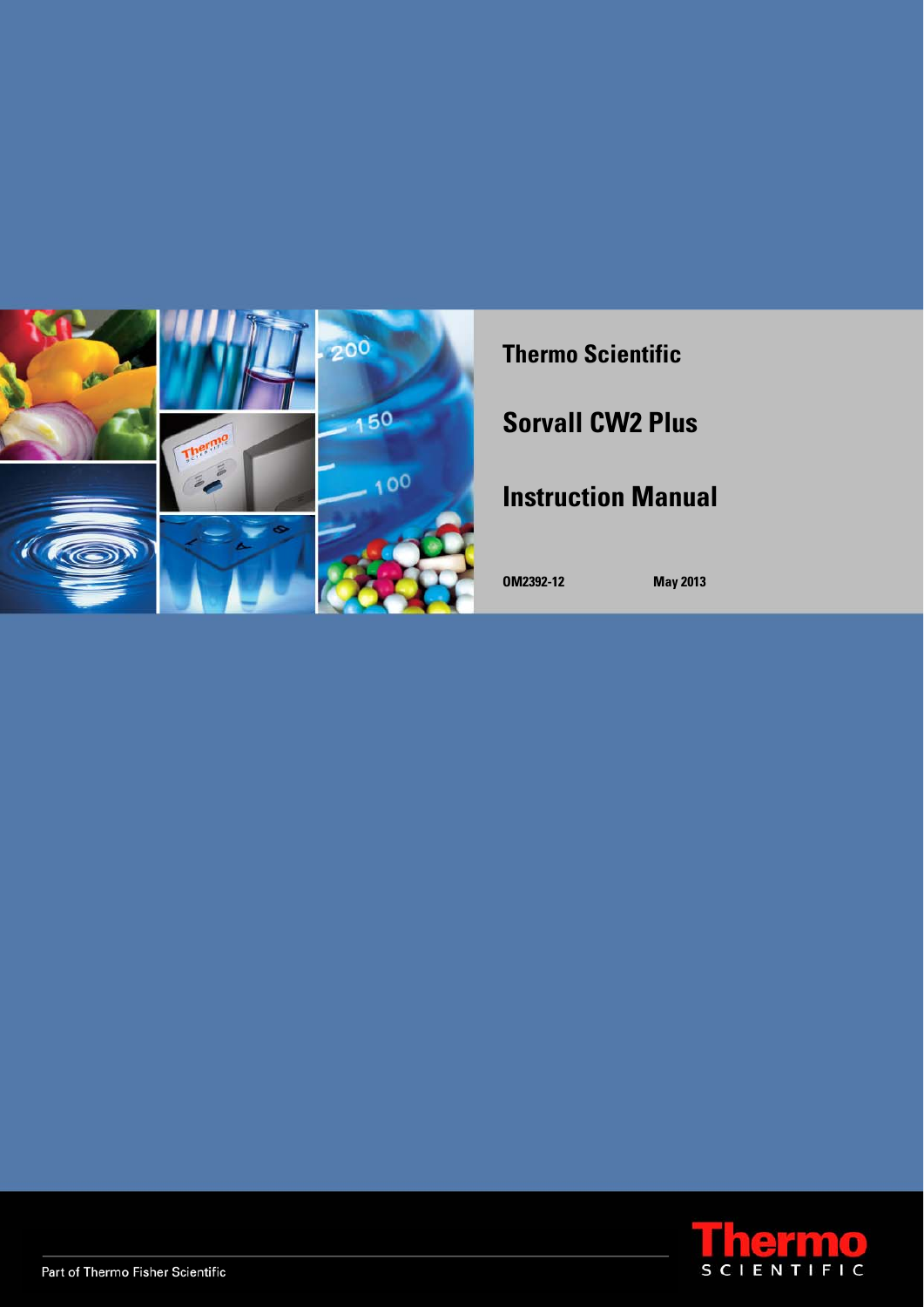**Thermo Scientific**

# Sorvall CW2 Plus

# Instruction Manual

**OM2392-12** **May 2013**

Part of Thermo Fisher Scientific

Thermo
SCIENTIFIC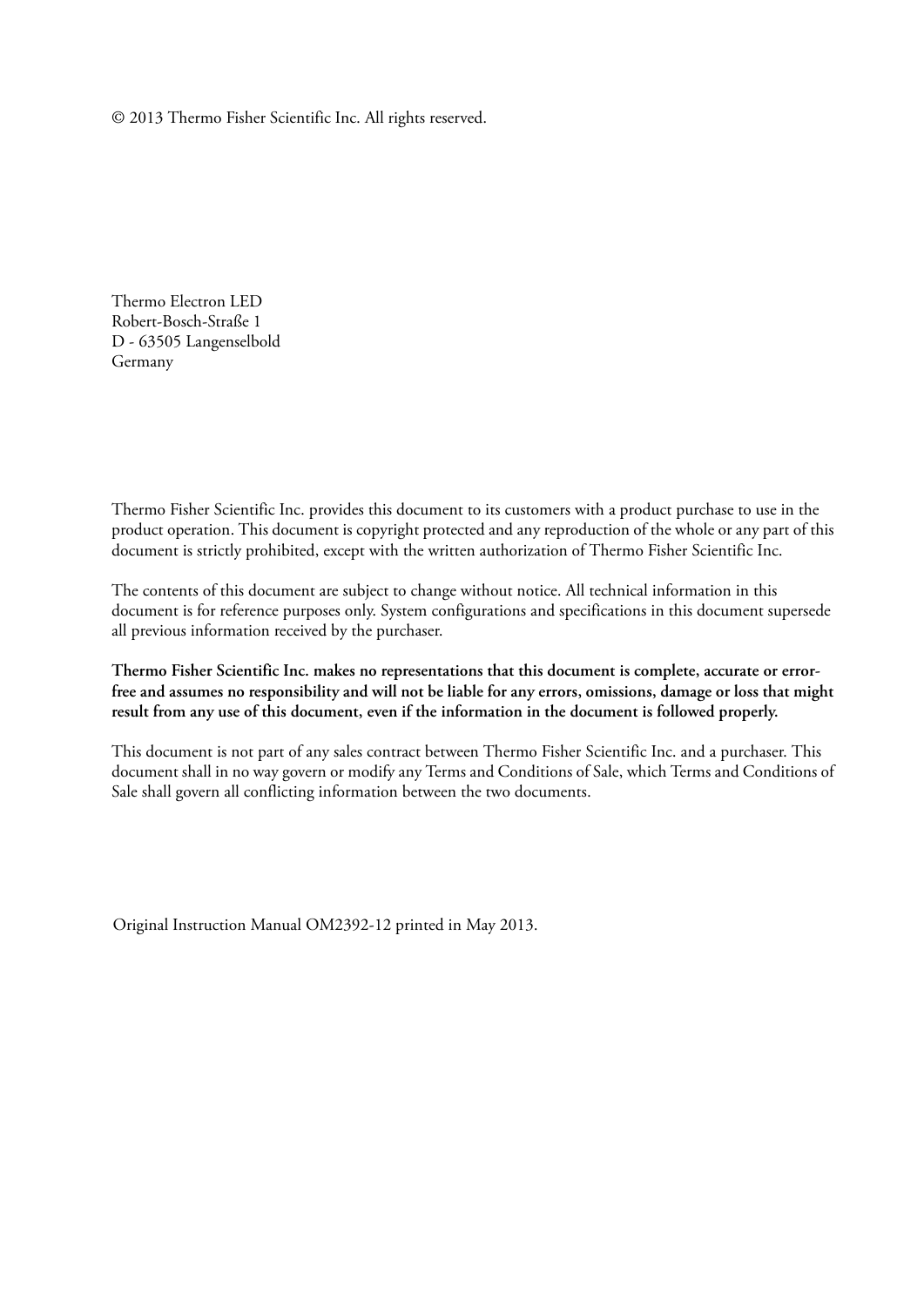© 2013 Thermo Fisher Scientific Inc. All rights reserved.

Thermo Electron LED
Robert-Bosch-Straße 1
D - 63505 Langenselbold
Germany

Thermo Fisher Scientific Inc. provides this document to its customers with a product purchase to use in the product operation. This document is copyright protected and any reproduction of the whole or any part of this document is strictly prohibited, except with the written authorization of Thermo Fisher Scientific Inc.

The contents of this document are subject to change without notice. All technical information in this document is for reference purposes only. System configurations and specifications in this document supersede all previous information received by the purchaser.

**Thermo Fisher Scientific Inc. makes no representations that this document is complete, accurate or error-free and assumes no responsibility and will not be liable for any errors, omissions, damage or loss that might result from any use of this document, even if the information in the document is followed properly.**

This document is not part of any sales contract between Thermo Fisher Scientific Inc. and a purchaser. This document shall in no way govern or modify any Terms and Conditions of Sale, which Terms and Conditions of Sale shall govern all conflicting information between the two documents.

Original Instruction Manual OM2392-12 printed in May 2013.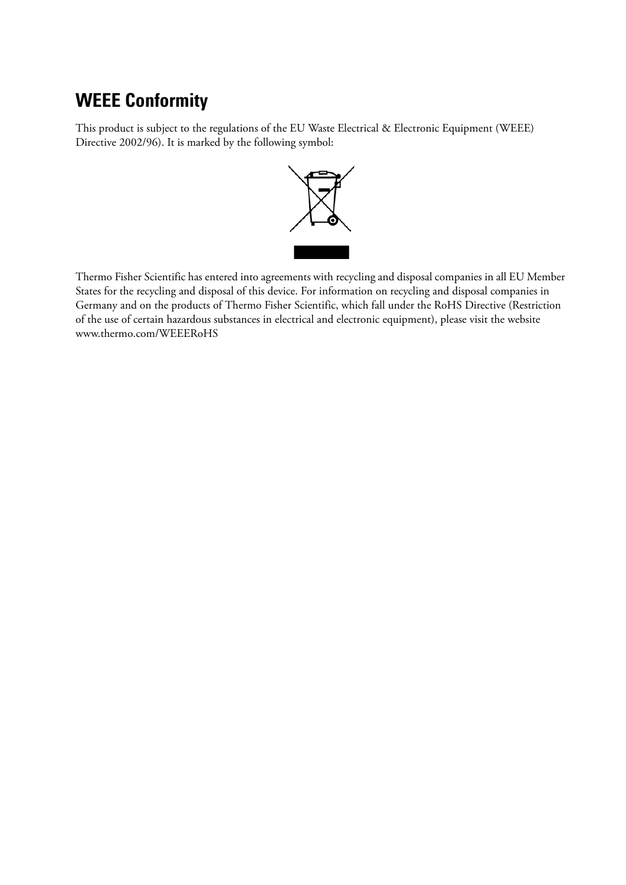## WEEE Conformity

This product is subject to the regulations of the EU Waste Electrical & Electronic Equipment (WEEE) Directive 2002/96). It is marked by the following symbol:

Thermo Fisher Scientific has entered into agreements with recycling and disposal companies in all EU Member States for the recycling and disposal of this device. For information on recycling and disposal companies in Germany and on the products of Thermo Fisher Scientific, which fall under the RoHS Directive (Restriction of the use of certain hazardous substances in electrical and electronic equipment), please visit the website www.thermo.com/WEEERoHS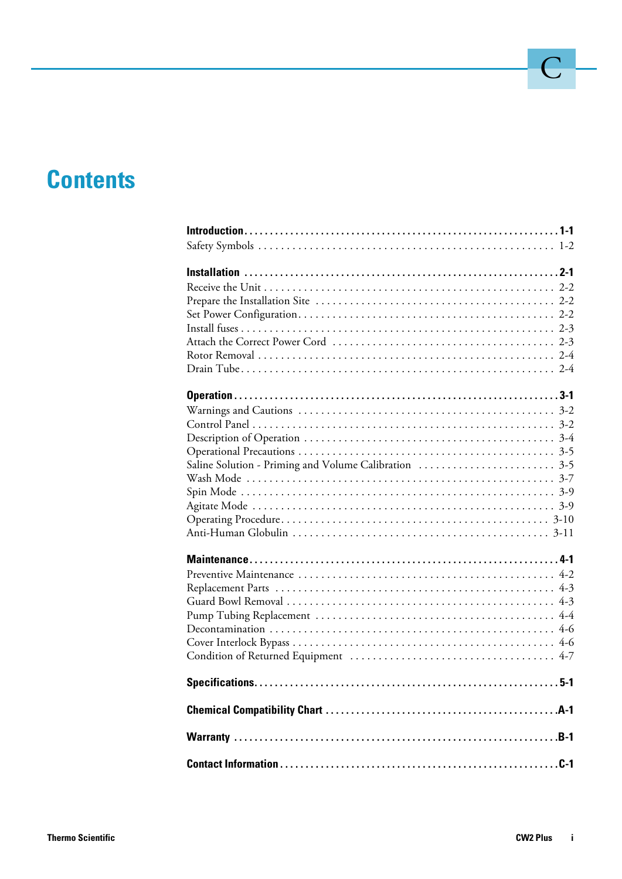# Contents

**Introduction** .......... **1-1**
Safety Symbols .......... 1-2

**Installation** .......... **2-1**
Receive the Unit .......... 2-2
Prepare the Installation Site .......... 2-2
Set Power Configuration .......... 2-2
Install fuses .......... 2-3
Attach the Correct Power Cord .......... 2-3
Rotor Removal .......... 2-4
Drain Tube .......... 2-4

**Operation** .......... **3-1**
Warnings and Cautions .......... 3-2
Control Panel .......... 3-2
Description of Operation .......... 3-4
Operational Precautions .......... 3-5
Saline Solution - Priming and Volume Calibration .......... 3-5
Wash Mode .......... 3-7
Spin Mode .......... 3-9
Agitate Mode .......... 3-9
Operating Procedure .......... 3-10
Anti-Human Globulin .......... 3-11

**Maintenance** .......... **4-1**
Preventive Maintenance .......... 4-2
Replacement Parts .......... 4-3
Guard Bowl Removal .......... 4-3
Pump Tubing Replacement .......... 4-4
Decontamination .......... 4-6
Cover Interlock Bypass .......... 4-6
Condition of Returned Equipment .......... 4-7

**Specifications** .......... **5-1**

**Chemical Compatibility Chart** .......... **A-1**

**Warranty** .......... **B-1**

**Contact Information** .......... **C-1**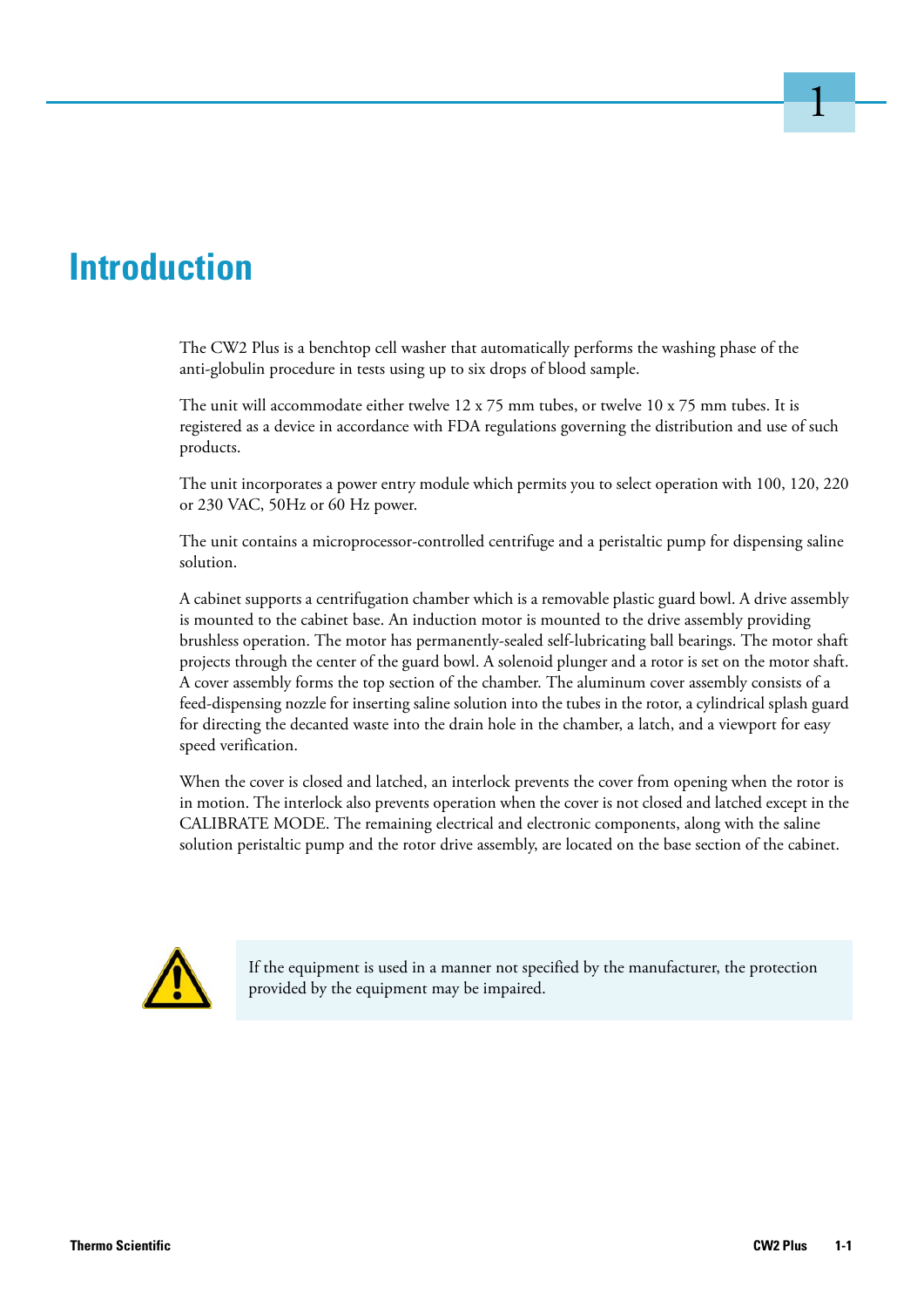# Introduction

The CW2 Plus is a benchtop cell washer that automatically performs the washing phase of the anti-globulin procedure in tests using up to six drops of blood sample.

The unit will accommodate either twelve 12 x 75 mm tubes, or twelve 10 x 75 mm tubes. It is registered as a device in accordance with FDA regulations governing the distribution and use of such products.

The unit incorporates a power entry module which permits you to select operation with 100, 120, 220 or 230 VAC, 50Hz or 60 Hz power.

The unit contains a microprocessor-controlled centrifuge and a peristaltic pump for dispensing saline solution.

A cabinet supports a centrifugation chamber which is a removable plastic guard bowl. A drive assembly is mounted to the cabinet base. An induction motor is mounted to the drive assembly providing brushless operation. The motor has permanently-sealed self-lubricating ball bearings. The motor shaft projects through the center of the guard bowl. A solenoid plunger and a rotor is set on the motor shaft. A cover assembly forms the top section of the chamber. The aluminum cover assembly consists of a feed-dispensing nozzle for inserting saline solution into the tubes in the rotor, a cylindrical splash guard for directing the decanted waste into the drain hole in the chamber, a latch, and a viewport for easy speed verification.

When the cover is closed and latched, an interlock prevents the cover from opening when the rotor is in motion. The interlock also prevents operation when the cover is not closed and latched except in the CALIBRATE MODE. The remaining electrical and electronic components, along with the saline solution peristaltic pump and the rotor drive assembly, are located on the base section of the cabinet.

If the equipment is used in a manner not specified by the manufacturer, the protection provided by the equipment may be impaired.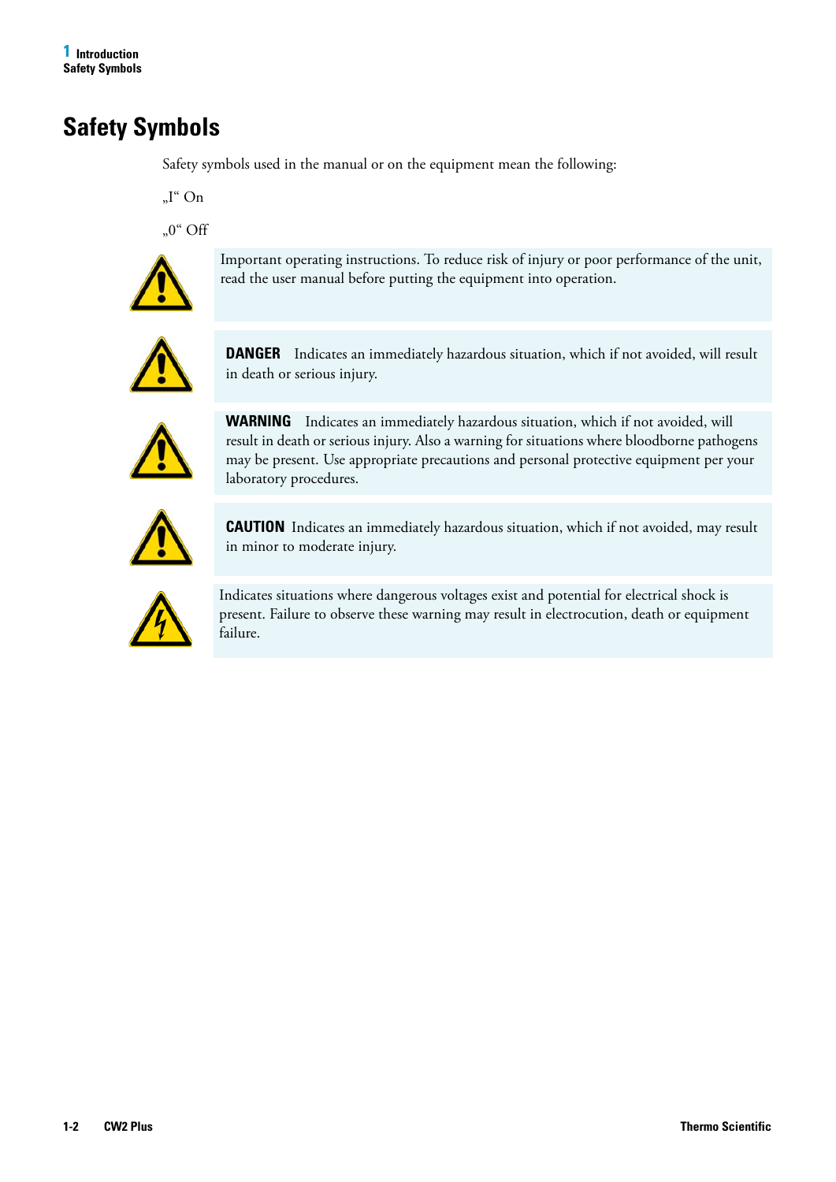# Safety Symbols

Safety symbols used in the manual or on the equipment mean the following:

„I“ On

„0“ Off

Important operating instructions. To reduce risk of injury or poor performance of the unit, read the user manual before putting the equipment into operation.

**DANGER** Indicates an immediately hazardous situation, which if not avoided, will result in death or serious injury.

**WARNING** Indicates an immediately hazardous situation, which if not avoided, will result in death or serious injury. Also a warning for situations where bloodborne pathogens may be present. Use appropriate precautions and personal protective equipment per your laboratory procedures.

**CAUTION** Indicates an immediately hazardous situation, which if not avoided, may result in minor to moderate injury.

Indicates situations where dangerous voltages exist and potential for electrical shock is present. Failure to observe these warning may result in electrocution, death or equipment failure.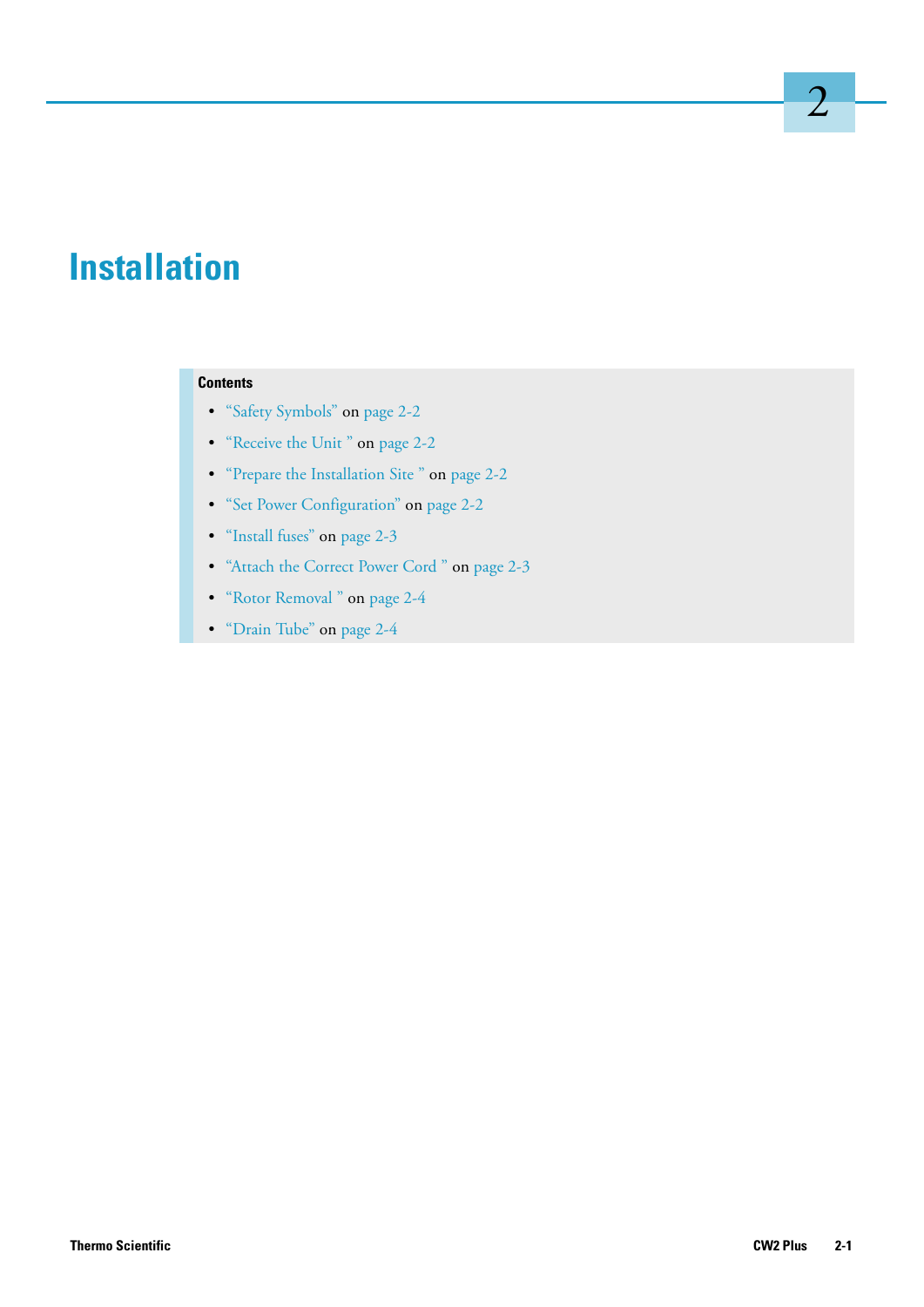# 2 Installation

**Contents**

- "Safety Symbols" on page 2-2
- "Receive the Unit " on page 2-2
- "Prepare the Installation Site " on page 2-2
- "Set Power Configuration" on page 2-2
- "Install fuses" on page 2-3
- "Attach the Correct Power Cord " on page 2-3
- "Rotor Removal " on page 2-4
- "Drain Tube" on page 2-4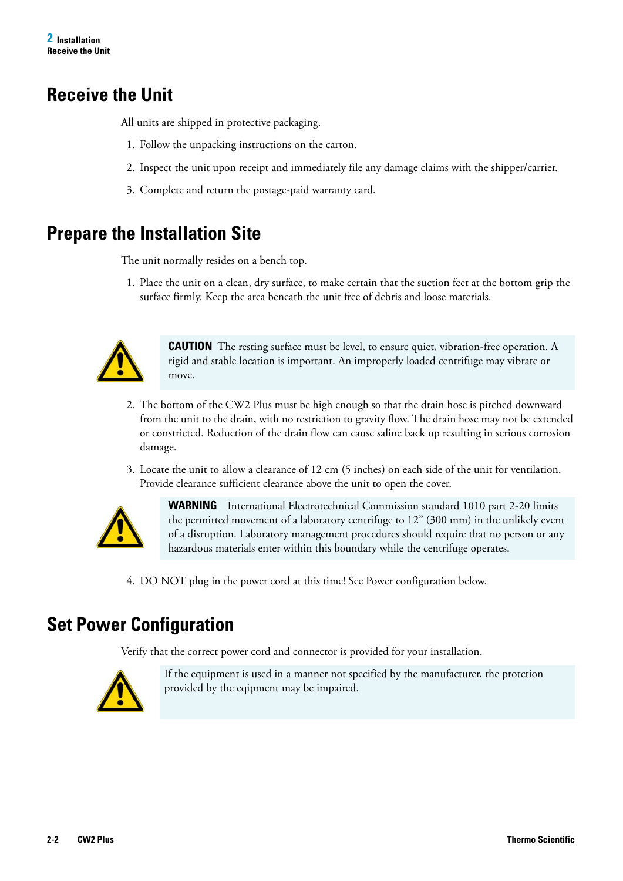# Receive the Unit

All units are shipped in protective packaging.

1. Follow the unpacking instructions on the carton.
2. Inspect the unit upon receipt and immediately file any damage claims with the shipper/carrier.
3. Complete and return the postage-paid warranty card.

# Prepare the Installation Site

The unit normally resides on a bench top.

1. Place the unit on a clean, dry surface, to make certain that the suction feet at the bottom grip the surface firmly. Keep the area beneath the unit free of debris and loose materials.

> **CAUTION** The resting surface must be level, to ensure quiet, vibration-free operation. A rigid and stable location is important. An improperly loaded centrifuge may vibrate or move.

2. The bottom of the CW2 Plus must be high enough so that the drain hose is pitched downward from the unit to the drain, with no restriction to gravity flow. The drain hose may not be extended or constricted. Reduction of the drain flow can cause saline back up resulting in serious corrosion damage.
3. Locate the unit to allow a clearance of 12 cm (5 inches) on each side of the unit for ventilation. Provide clearance sufficient clearance above the unit to open the cover.

> **WARNING** International Electrotechnical Commission standard 1010 part 2-20 limits the permitted movement of a laboratory centrifuge to 12” (300 mm) in the unlikely event of a disruption. Laboratory management procedures should require that no person or any hazardous materials enter within this boundary while the centrifuge operates.

4. DO NOT plug in the power cord at this time! See Power configuration below.

# Set Power Configuration

Verify that the correct power cord and connector is provided for your installation.

> If the equipment is used in a manner not specified by the manufacturer, the protction provided by the eqipment may be impaired.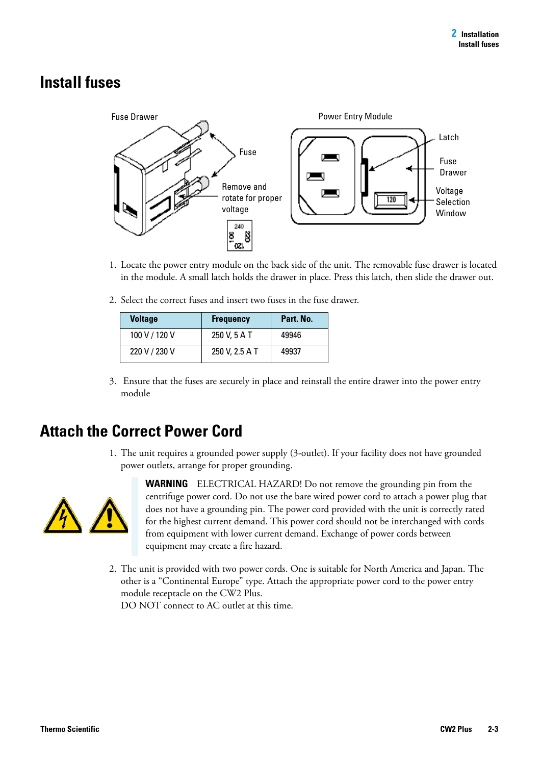# Install fuses

Fuse Drawer

Fuse

Remove and rotate for proper voltage

Power Entry Module

Latch

Fuse Drawer

Voltage Selection Window

1. Locate the power entry module on the back side of the unit. The removable fuse drawer is located in the module. A small latch holds the drawer in place. Press this latch, then slide the drawer out.

2. Select the correct fuses and insert two fuses in the fuse drawer.

| Voltage | Frequency | Part. No. |
| --- | --- | --- |
| 100 V / 120 V | 250 V, 5 A T | 49946 |
| 220 V / 230 V | 250 V, 2.5 A T | 49937 |

3. Ensure that the fuses are securely in place and reinstall the entire drawer into the power entry module

# Attach the Correct Power Cord

1. The unit requires a grounded power supply (3-outlet). If your facility does not have grounded power outlets, arrange for proper grounding.

**WARNING** ELECTRICAL HAZARD! Do not remove the grounding pin from the centrifuge power cord. Do not use the bare wired power cord to attach a power plug that does not have a grounding pin. The power cord provided with the unit is correctly rated for the highest current demand. This power cord should not be interchanged with cords from equipment with lower current demand. Exchange of power cords between equipment may create a fire hazard.

2. The unit is provided with two power cords. One is suitable for North America and Japan. The other is a "Continental Europe" type. Attach the appropriate power cord to the power entry module receptacle on the CW2 Plus.
   DO NOT connect to AC outlet at this time.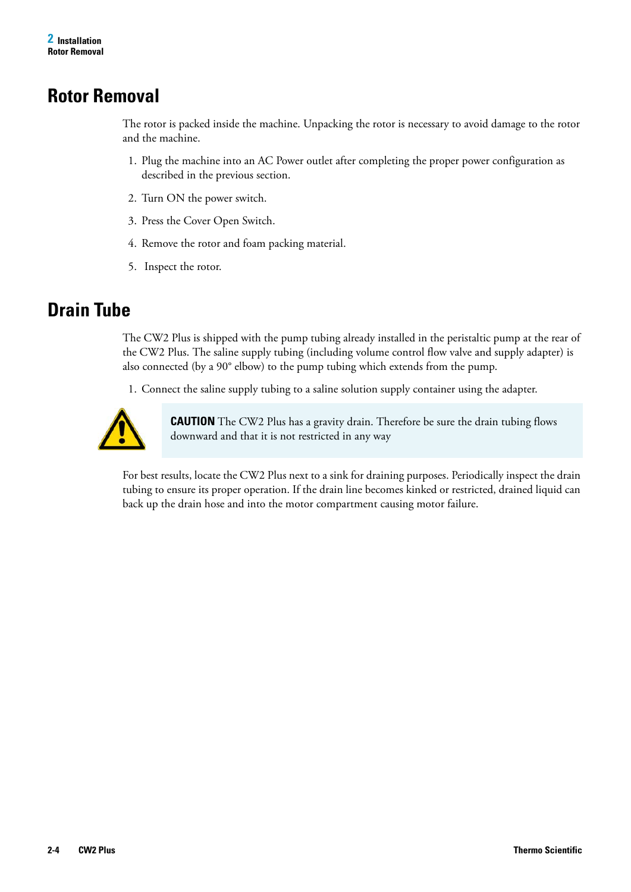# Rotor Removal

The rotor is packed inside the machine. Unpacking the rotor is necessary to avoid damage to the rotor and the machine.

1. Plug the machine into an AC Power outlet after completing the proper power configuration as described in the previous section.
2. Turn ON the power switch.
3. Press the Cover Open Switch.
4. Remove the rotor and foam packing material.
5. Inspect the rotor.

# Drain Tube

The CW2 Plus is shipped with the pump tubing already installed in the peristaltic pump at the rear of the CW2 Plus. The saline supply tubing (including volume control flow valve and supply adapter) is also connected (by a 90° elbow) to the pump tubing which extends from the pump.

1. Connect the saline supply tubing to a saline solution supply container using the adapter.

**CAUTION** The CW2 Plus has a gravity drain. Therefore be sure the drain tubing flows downward and that it is not restricted in any way

For best results, locate the CW2 Plus next to a sink for draining purposes. Periodically inspect the drain tubing to ensure its proper operation. If the drain line becomes kinked or restricted, drained liquid can back up the drain hose and into the motor compartment causing motor failure.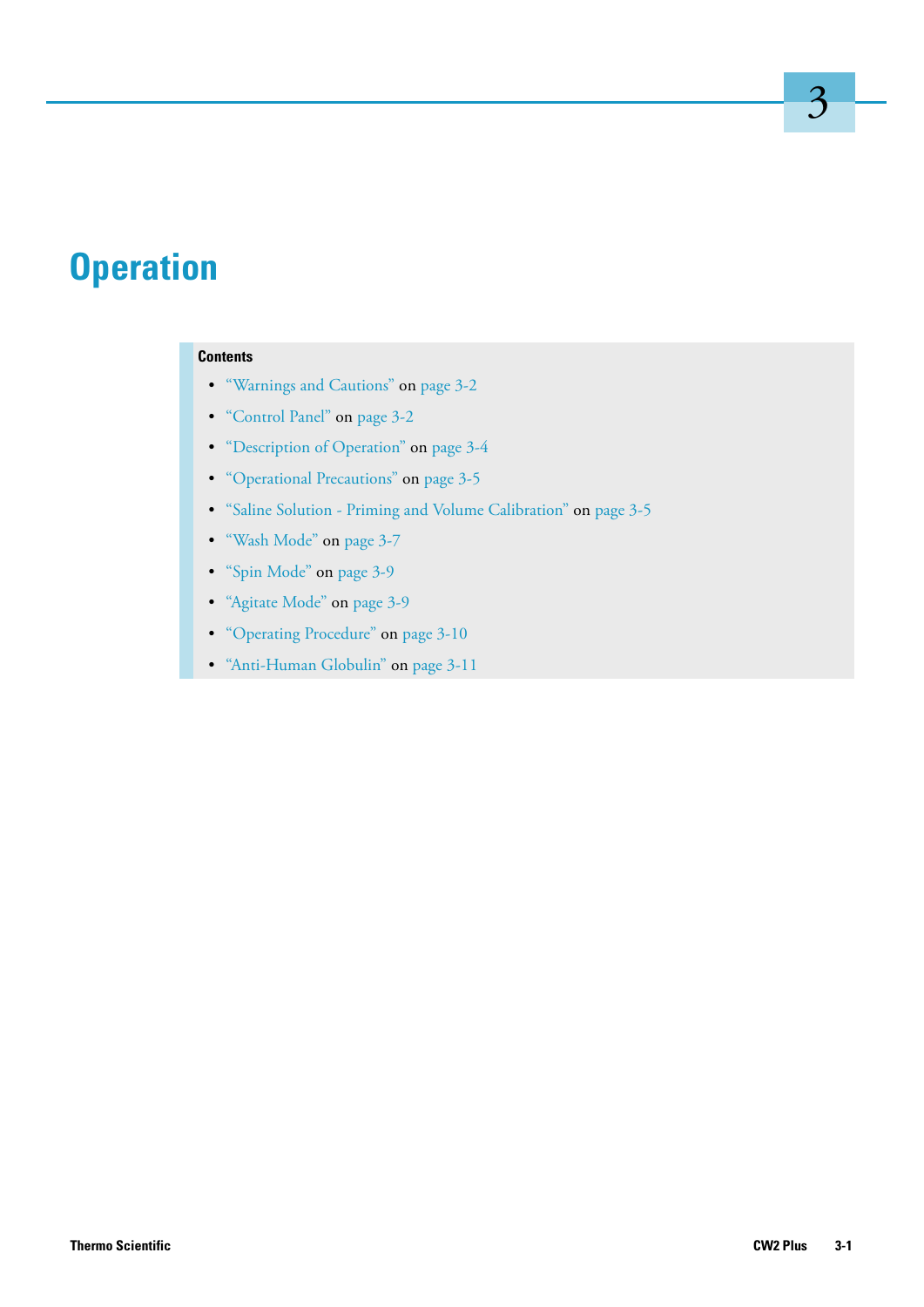# Operation

**Contents**

- "Warnings and Cautions" on page 3-2
- "Control Panel" on page 3-2
- "Description of Operation" on page 3-4
- "Operational Precautions" on page 3-5
- "Saline Solution - Priming and Volume Calibration" on page 3-5
- "Wash Mode" on page 3-7
- "Spin Mode" on page 3-9
- "Agitate Mode" on page 3-9
- "Operating Procedure" on page 3-10
- "Anti-Human Globulin" on page 3-11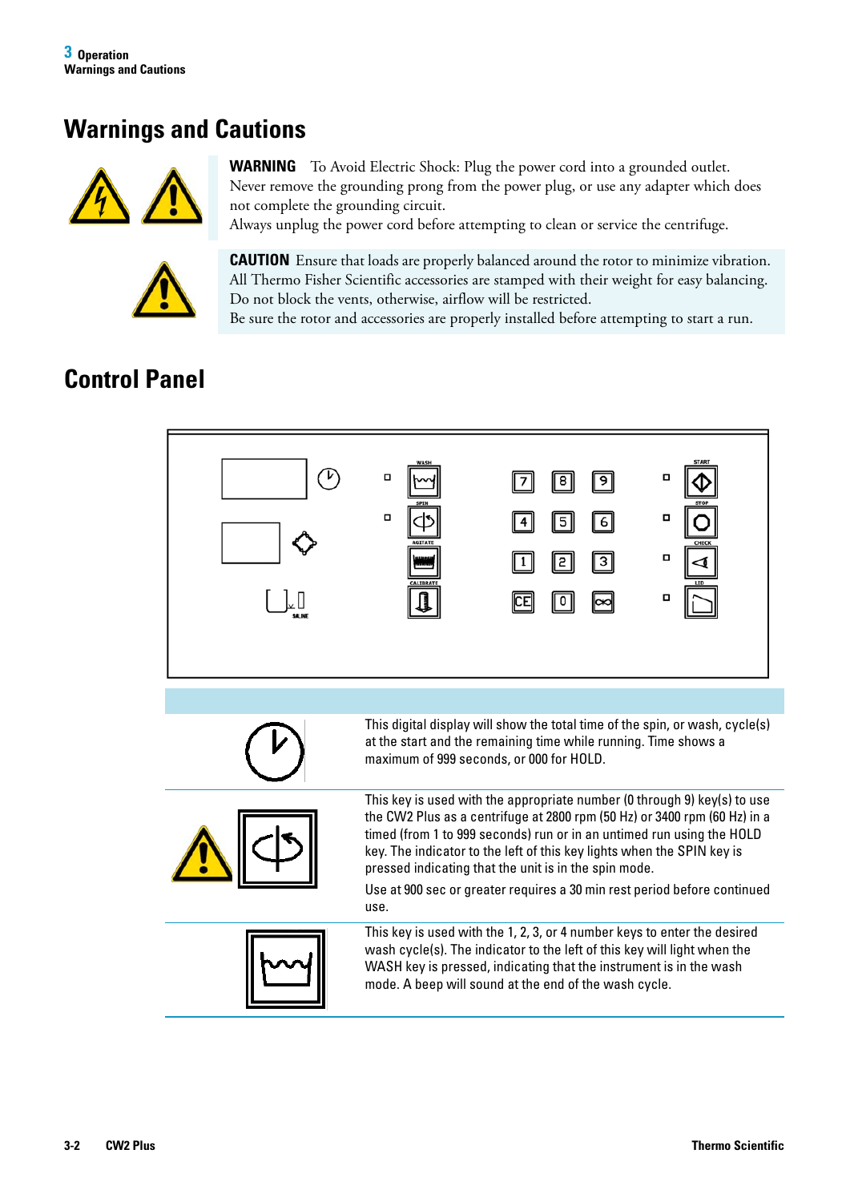## Warnings and Cautions

**WARNING** To Avoid Electric Shock: Plug the power cord into a grounded outlet. Never remove the grounding prong from the power plug, or use any adapter which does not complete the grounding circuit.
Always unplug the power cord before attempting to clean or service the centrifuge.

**CAUTION** Ensure that loads are properly balanced around the rotor to minimize vibration. All Thermo Fisher Scientific accessories are stamped with their weight for easy balancing. Do not block the vents, otherwise, airflow will be restricted.
Be sure the rotor and accessories are properly installed before attempting to start a run.

## Control Panel

WASH, SPIN, AGITATE, CALIBRATE, 7, 8, 9, 4, 5, 6, 1, 2, 3, CE, 0, ∞, START, STOP, CHECK, LID, SALINE

| | |
|---|---|
| (Clock symbol) | This digital display will show the total time of the spin, or wash, cycle(s) at the start and the remaining time while running. Time shows a maximum of 999 seconds, or 000 for HOLD. |
| (SPIN key) | This key is used with the appropriate number (0 through 9) key(s) to use the CW2 Plus as a centrifuge at 2800 rpm (50 Hz) or 3400 rpm (60 Hz) in a timed (from 1 to 999 seconds) run or in an untimed run using the HOLD key. The indicator to the left of this key lights when the SPIN key is pressed indicating that the unit is in the spin mode. Use at 900 sec or greater requires a 30 min rest period before continued use. |
| (WASH key) | This key is used with the 1, 2, 3, or 4 number keys to enter the desired wash cycle(s). The indicator to the left of this key will light when the WASH key is pressed, indicating that the instrument is in the wash mode. A beep will sound at the end of the wash cycle. |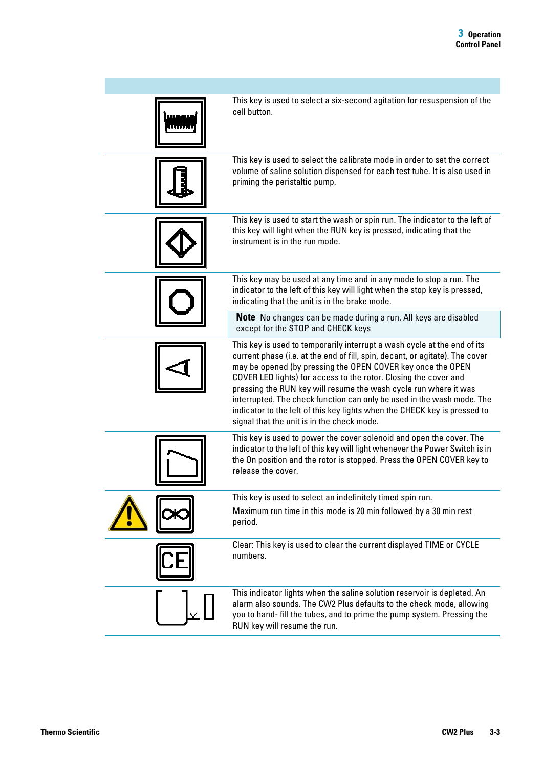| | |
|---|---|
| | This key is used to select a six-second agitation for resuspension of the cell button. |
| | This key is used to select the calibrate mode in order to set the correct volume of saline solution dispensed for each test tube. It is also used in priming the peristaltic pump. |
| | This key is used to start the wash or spin run. The indicator to the left of this key will light when the RUN key is pressed, indicating that the instrument is in the run mode. |
| | This key may be used at any time and in any mode to stop a run. The indicator to the left of this key will light when the stop key is pressed, indicating that the unit is in the brake mode. **Note** No changes can be made during a run. All keys are disabled except for the STOP and CHECK keys |
| | This key is used to temporarily interrupt a wash cycle at the end of its current phase (i.e. at the end of fill, spin, decant, or agitate). The cover may be opened (by pressing the OPEN COVER key once the OPEN COVER LED lights) for access to the rotor. Closing the cover and pressing the RUN key will resume the wash cycle run where it was interrupted. The check function can only be used in the wash mode. The indicator to the left of this key lights when the CHECK key is pressed to signal that the unit is in the check mode. |
| | This key is used to power the cover solenoid and open the cover. The indicator to the left of this key will light whenever the Power Switch is in the On position and the rotor is stopped. Press the OPEN COVER key to release the cover. |
| | This key is used to select an indefinitely timed spin run. Maximum run time in this mode is 20 min followed by a 30 min rest period. |
| CE | Clear: This key is used to clear the current displayed TIME or CYCLE numbers. |
| | This indicator lights when the saline solution reservoir is depleted. An alarm also sounds. The CW2 Plus defaults to the check mode, allowing you to hand- fill the tubes, and to prime the pump system. Pressing the RUN key will resume the run. |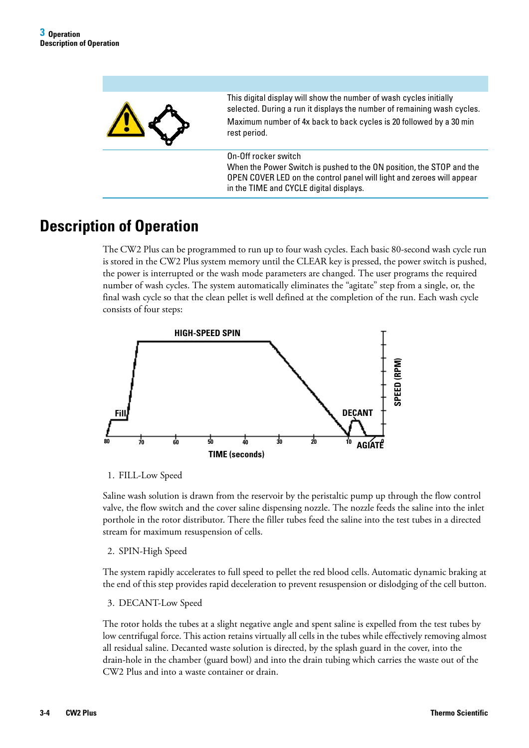| | |
|---|---|
| | This digital display will show the number of wash cycles initially selected. During a run it displays the number of remaining wash cycles. Maximum number of 4x back to back cycles is 20 followed by a 30 min rest period. |
| | On-Off rocker switch When the Power Switch is pushed to the ON position, the STOP and the OPEN COVER LED on the control panel will light and zeroes will appear in the TIME and CYCLE digital displays. |

## Description of Operation

The CW2 Plus can be programmed to run up to four wash cycles. Each basic 80-second wash cycle run is stored in the CW2 Plus system memory until the CLEAR key is pressed, the power switch is pushed, the power is interrupted or the wash mode parameters are changed. The user programs the required number of wash cycles. The system automatically eliminates the "agitate" step from a single, or, the final wash cycle so that the clean pellet is well defined at the completion of the run. Each wash cycle consists of four steps:

1. FILL-Low Speed

Saline wash solution is drawn from the reservoir by the peristaltic pump up through the flow control valve, the flow switch and the cover saline dispensing nozzle. The nozzle feeds the saline into the inlet porthole in the rotor distributor. There the filler tubes feed the saline into the test tubes in a directed stream for maximum resuspension of cells.

2. SPIN-High Speed

The system rapidly accelerates to full speed to pellet the red blood cells. Automatic dynamic braking at the end of this step provides rapid deceleration to prevent resuspension or dislodging of the cell button.

3. DECANT-Low Speed

The rotor holds the tubes at a slight negative angle and spent saline is expelled from the test tubes by low centrifugal force. This action retains virtually all cells in the tubes while effectively removing almost all residual saline. Decanted waste solution is directed, by the splash guard in the cover, into the drain-hole in the chamber (guard bowl) and into the drain tubing which carries the waste out of the CW2 Plus and into a waste container or drain.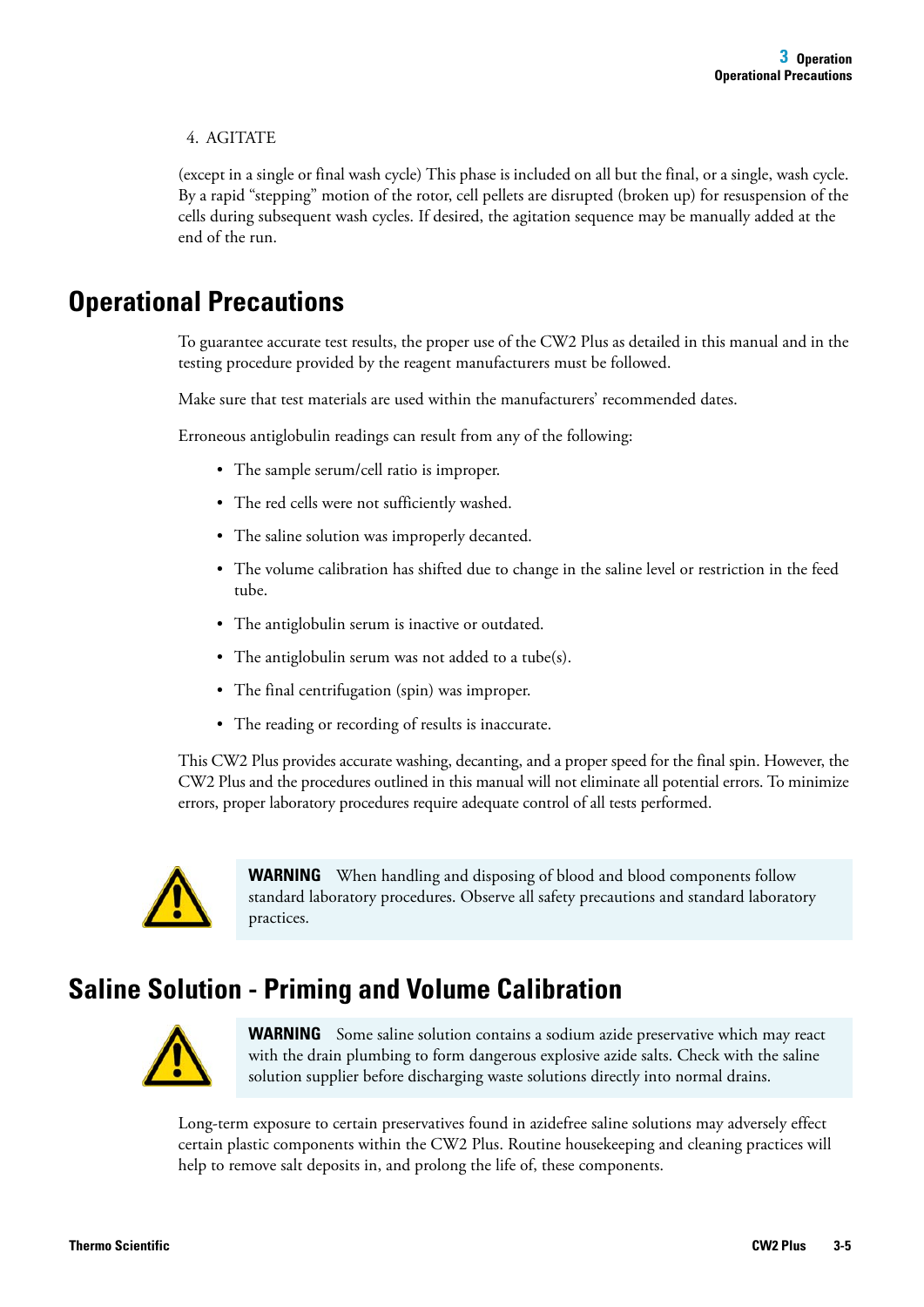4. AGITATE

(except in a single or final wash cycle) This phase is included on all but the final, or a single, wash cycle. By a rapid "stepping" motion of the rotor, cell pellets are disrupted (broken up) for resuspension of the cells during subsequent wash cycles. If desired, the agitation sequence may be manually added at the end of the run.

## Operational Precautions

To guarantee accurate test results, the proper use of the CW2 Plus as detailed in this manual and in the testing procedure provided by the reagent manufacturers must be followed.

Make sure that test materials are used within the manufacturers' recommended dates.

Erroneous antiglobulin readings can result from any of the following:

- The sample serum/cell ratio is improper.
- The red cells were not sufficiently washed.
- The saline solution was improperly decanted.
- The volume calibration has shifted due to change in the saline level or restriction in the feed tube.
- The antiglobulin serum is inactive or outdated.
- The antiglobulin serum was not added to a tube(s).
- The final centrifugation (spin) was improper.
- The reading or recording of results is inaccurate.

This CW2 Plus provides accurate washing, decanting, and a proper speed for the final spin. However, the CW2 Plus and the procedures outlined in this manual will not eliminate all potential errors. To minimize errors, proper laboratory procedures require adequate control of all tests performed.

**WARNING** When handling and disposing of blood and blood components follow standard laboratory procedures. Observe all safety precautions and standard laboratory practices.

## Saline Solution - Priming and Volume Calibration

**WARNING** Some saline solution contains a sodium azide preservative which may react with the drain plumbing to form dangerous explosive azide salts. Check with the saline solution supplier before discharging waste solutions directly into normal drains.

Long-term exposure to certain preservatives found in azidefree saline solutions may adversely effect certain plastic components within the CW2 Plus. Routine housekeeping and cleaning practices will help to remove salt deposits in, and prolong the life of, these components.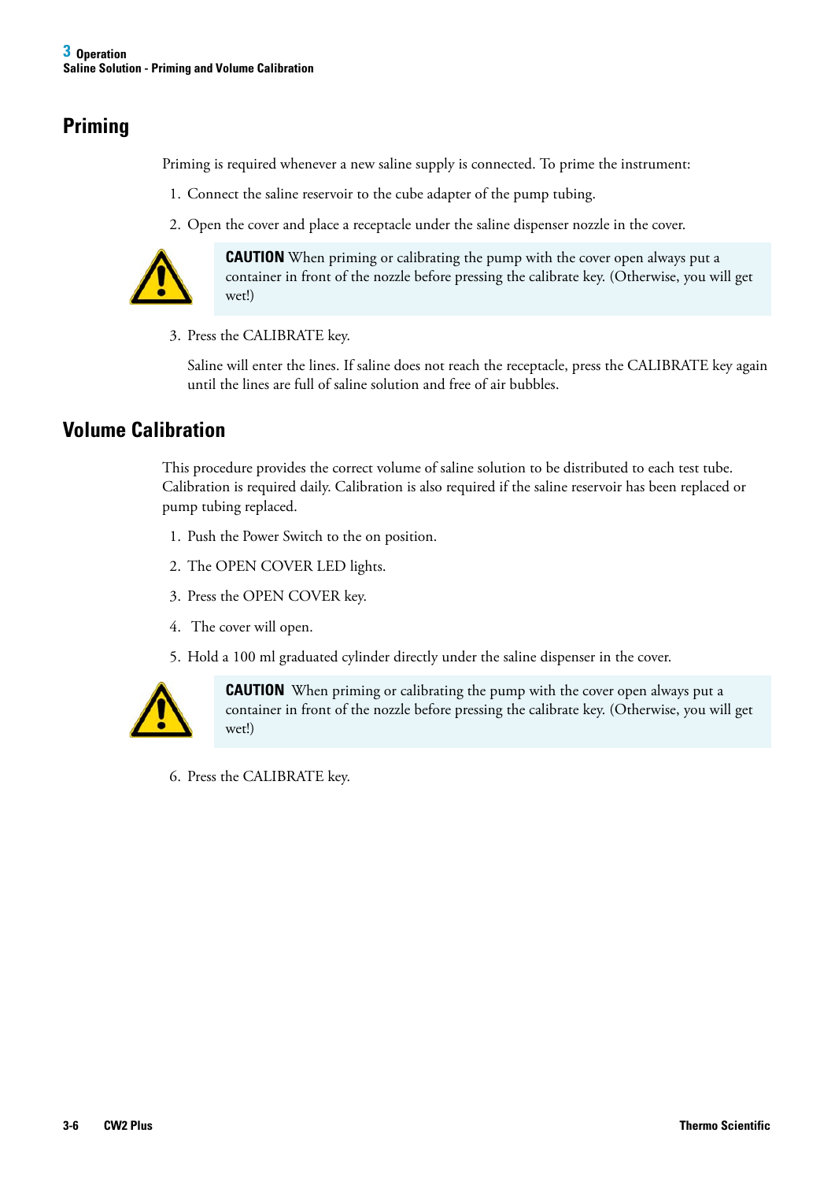## Priming

Priming is required whenever a new saline supply is connected. To prime the instrument:

1. Connect the saline reservoir to the cube adapter of the pump tubing.
2. Open the cover and place a receptacle under the saline dispenser nozzle in the cover.

> **CAUTION** When priming or calibrating the pump with the cover open always put a container in front of the nozzle before pressing the calibrate key. (Otherwise, you will get wet!)

3. Press the CALIBRATE key.

   Saline will enter the lines. If saline does not reach the receptacle, press the CALIBRATE key again until the lines are full of saline solution and free of air bubbles.

## Volume Calibration

This procedure provides the correct volume of saline solution to be distributed to each test tube. Calibration is required daily. Calibration is also required if the saline reservoir has been replaced or pump tubing replaced.

1. Push the Power Switch to the on position.
2. The OPEN COVER LED lights.
3. Press the OPEN COVER key.
4. The cover will open.
5. Hold a 100 ml graduated cylinder directly under the saline dispenser in the cover.

> **CAUTION** When priming or calibrating the pump with the cover open always put a container in front of the nozzle before pressing the calibrate key. (Otherwise, you will get wet!)

6. Press the CALIBRATE key.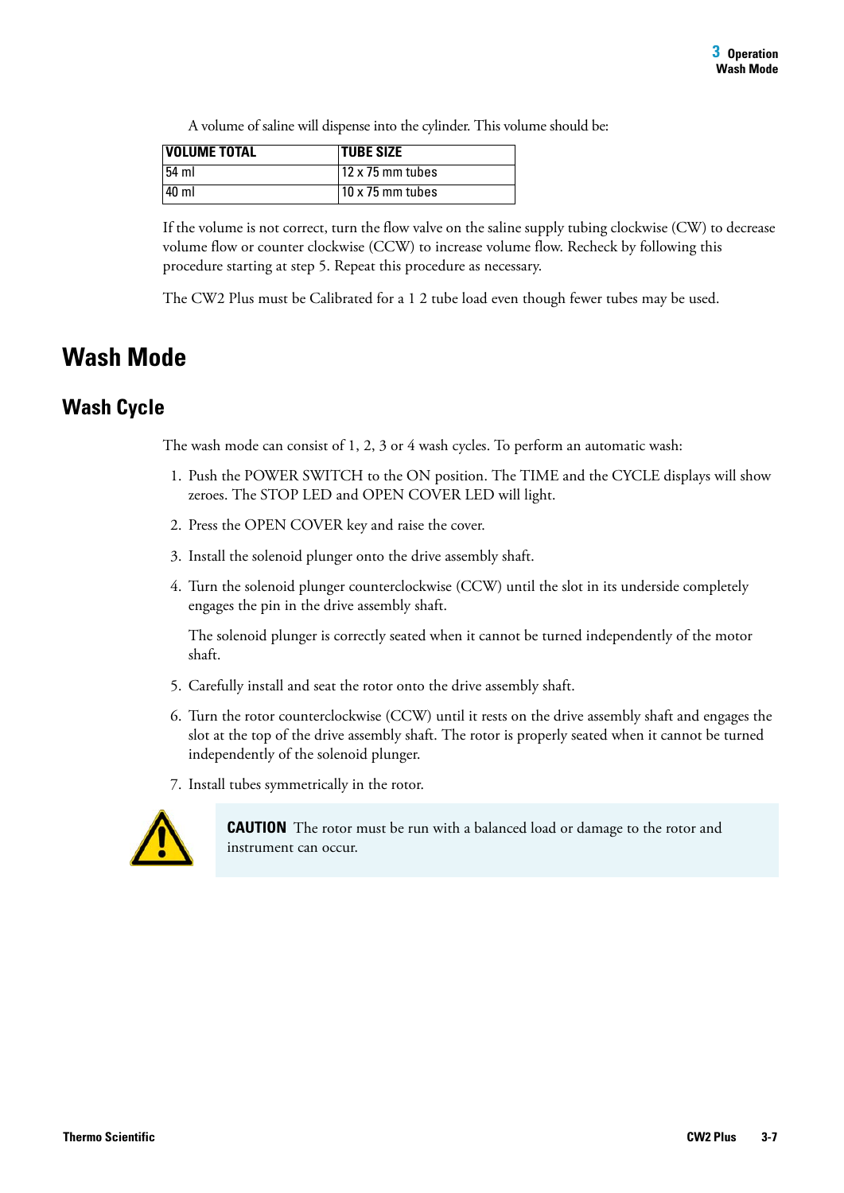A volume of saline will dispense into the cylinder. This volume should be:

| VOLUME TOTAL | TUBE SIZE |
|---|---|
| 54 ml | 12 x 75 mm tubes |
| 40 ml | 10 x 75 mm tubes |

If the volume is not correct, turn the flow valve on the saline supply tubing clockwise (CW) to decrease volume flow or counter clockwise (CCW) to increase volume flow. Recheck by following this procedure starting at step 5. Repeat this procedure as necessary.

The CW2 Plus must be Calibrated for a 1 2 tube load even though fewer tubes may be used.

# Wash Mode

## Wash Cycle

The wash mode can consist of 1, 2, 3 or 4 wash cycles. To perform an automatic wash:

1. Push the POWER SWITCH to the ON position. The TIME and the CYCLE displays will show zeroes. The STOP LED and OPEN COVER LED will light.
2. Press the OPEN COVER key and raise the cover.
3. Install the solenoid plunger onto the drive assembly shaft.
4. Turn the solenoid plunger counterclockwise (CCW) until the slot in its underside completely engages the pin in the drive assembly shaft.

   The solenoid plunger is correctly seated when it cannot be turned independently of the motor shaft.
5. Carefully install and seat the rotor onto the drive assembly shaft.
6. Turn the rotor counterclockwise (CCW) until it rests on the drive assembly shaft and engages the slot at the top of the drive assembly shaft. The rotor is properly seated when it cannot be turned independently of the solenoid plunger.
7. Install tubes symmetrically in the rotor.

**CAUTION** The rotor must be run with a balanced load or damage to the rotor and instrument can occur.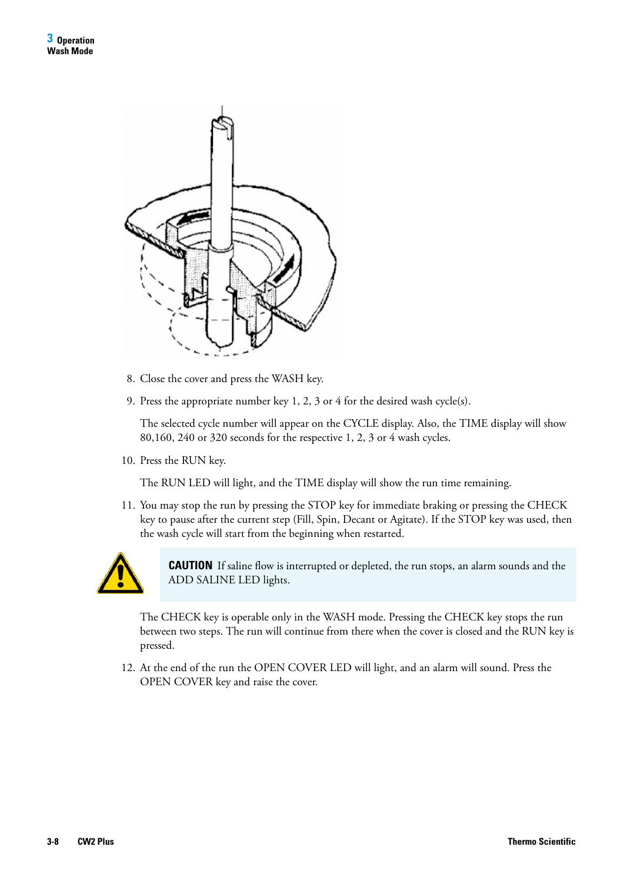8. Close the cover and press the WASH key.

9. Press the appropriate number key 1, 2, 3 or 4 for the desired wash cycle(s).

   The selected cycle number will appear on the CYCLE display. Also, the TIME display will show 80,160, 240 or 320 seconds for the respective 1, 2, 3 or 4 wash cycles.

10. Press the RUN key.

    The RUN LED will light, and the TIME display will show the run time remaining.

11. You may stop the run by pressing the STOP key for immediate braking or pressing the CHECK key to pause after the current step (Fill, Spin, Decant or Agitate). If the STOP key was used, then the wash cycle will start from the beginning when restarted.

> **CAUTION** If saline flow is interrupted or depleted, the run stops, an alarm sounds and the ADD SALINE LED lights.

   The CHECK key is operable only in the WASH mode. Pressing the CHECK key stops the run between two steps. The run will continue from there when the cover is closed and the RUN key is pressed.

12. At the end of the run the OPEN COVER LED will light, and an alarm will sound. Press the OPEN COVER key and raise the cover.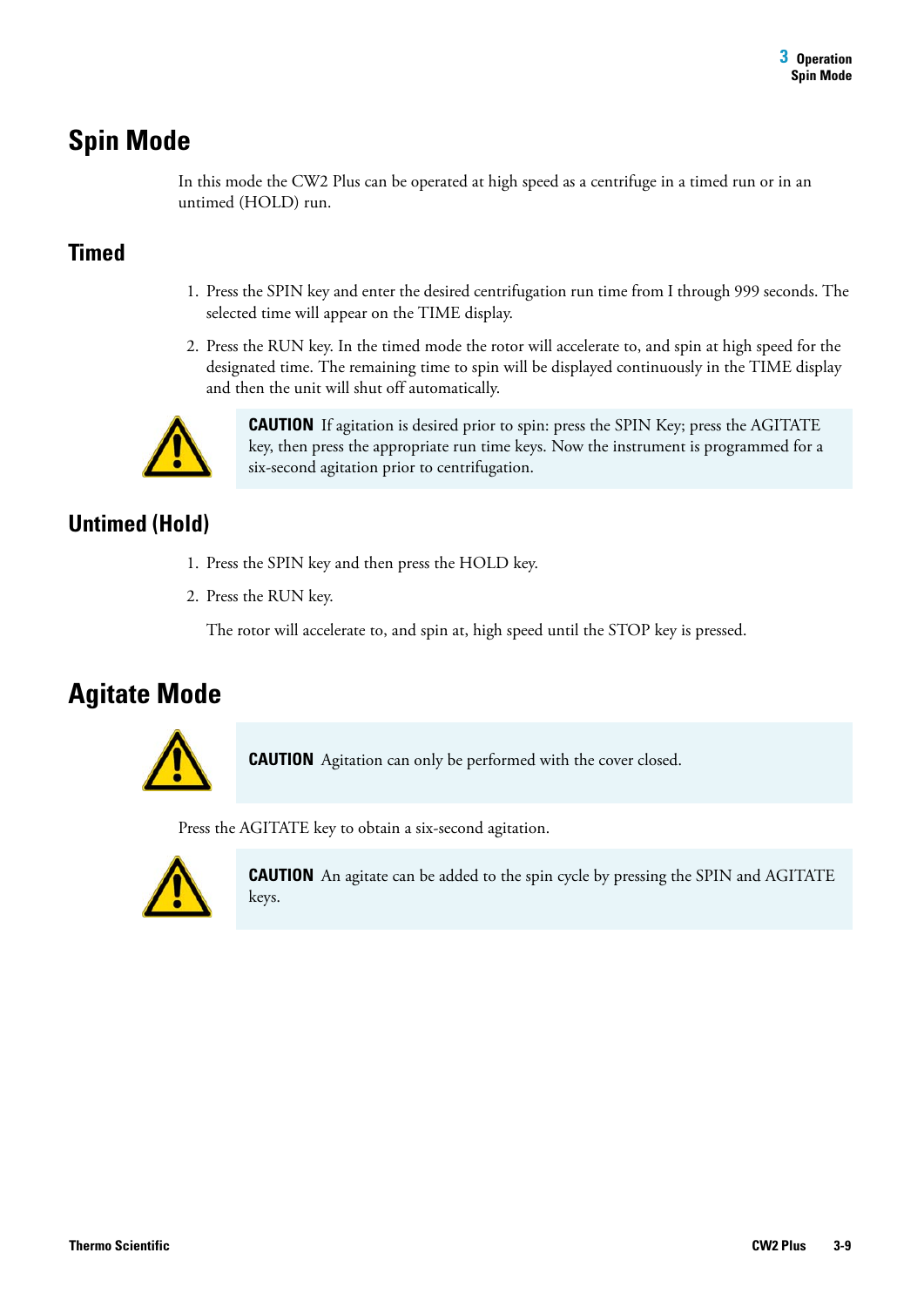# Spin Mode

In this mode the CW2 Plus can be operated at high speed as a centrifuge in a timed run or in an untimed (HOLD) run.

## Timed

1. Press the SPIN key and enter the desired centrifugation run time from I through 999 seconds. The selected time will appear on the TIME display.
2. Press the RUN key. In the timed mode the rotor will accelerate to, and spin at high speed for the designated time. The remaining time to spin will be displayed continuously in the TIME display and then the unit will shut off automatically.

**CAUTION** If agitation is desired prior to spin: press the SPIN Key; press the AGITATE key, then press the appropriate run time keys. Now the instrument is programmed for a six-second agitation prior to centrifugation.

## Untimed (Hold)

1. Press the SPIN key and then press the HOLD key.
2. Press the RUN key.

   The rotor will accelerate to, and spin at, high speed until the STOP key is pressed.

# Agitate Mode

**CAUTION** Agitation can only be performed with the cover closed.

Press the AGITATE key to obtain a six-second agitation.

**CAUTION** An agitate can be added to the spin cycle by pressing the SPIN and AGITATE keys.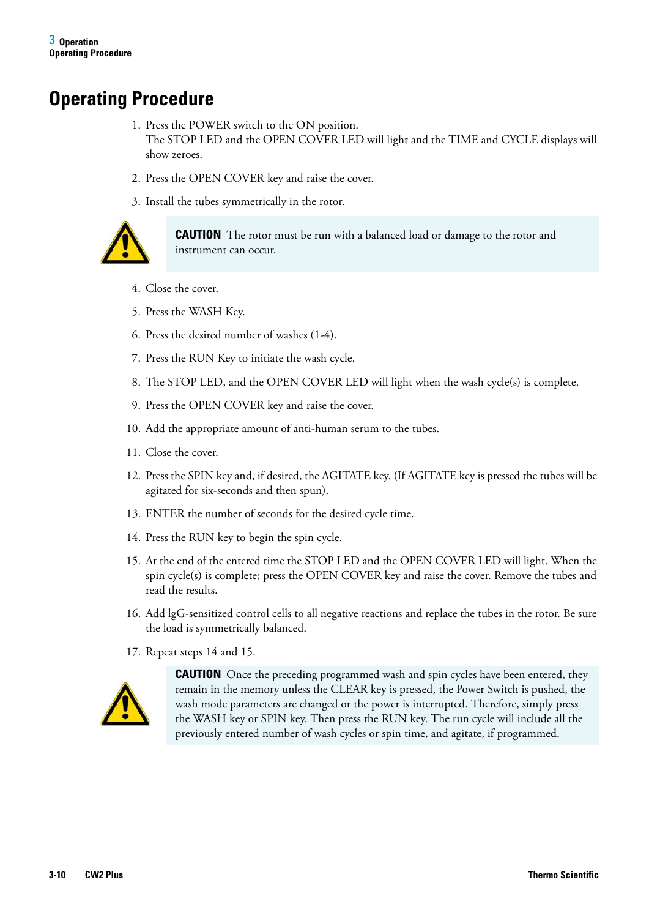# Operating Procedure

1. Press the POWER switch to the ON position.
   The STOP LED and the OPEN COVER LED will light and the TIME and CYCLE displays will show zeroes.
2. Press the OPEN COVER key and raise the cover.
3. Install the tubes symmetrically in the rotor.

> **CAUTION** The rotor must be run with a balanced load or damage to the rotor and instrument can occur.

4. Close the cover.
5. Press the WASH Key.
6. Press the desired number of washes (1-4).
7. Press the RUN Key to initiate the wash cycle.
8. The STOP LED, and the OPEN COVER LED will light when the wash cycle(s) is complete.
9. Press the OPEN COVER key and raise the cover.
10. Add the appropriate amount of anti-human serum to the tubes.
11. Close the cover.
12. Press the SPIN key and, if desired, the AGITATE key. (If AGITATE key is pressed the tubes will be agitated for six-seconds and then spun).
13. ENTER the number of seconds for the desired cycle time.
14. Press the RUN key to begin the spin cycle.
15. At the end of the entered time the STOP LED and the OPEN COVER LED will light. When the spin cycle(s) is complete; press the OPEN COVER key and raise the cover. Remove the tubes and read the results.
16. Add lgG-sensitized control cells to all negative reactions and replace the tubes in the rotor. Be sure the load is symmetrically balanced.
17. Repeat steps 14 and 15.

> **CAUTION** Once the preceding programmed wash and spin cycles have been entered, they remain in the memory unless the CLEAR key is pressed, the Power Switch is pushed, the wash mode parameters are changed or the power is interrupted. Therefore, simply press the WASH key or SPIN key. Then press the RUN key. The run cycle will include all the previously entered number of wash cycles or spin time, and agitate, if programmed.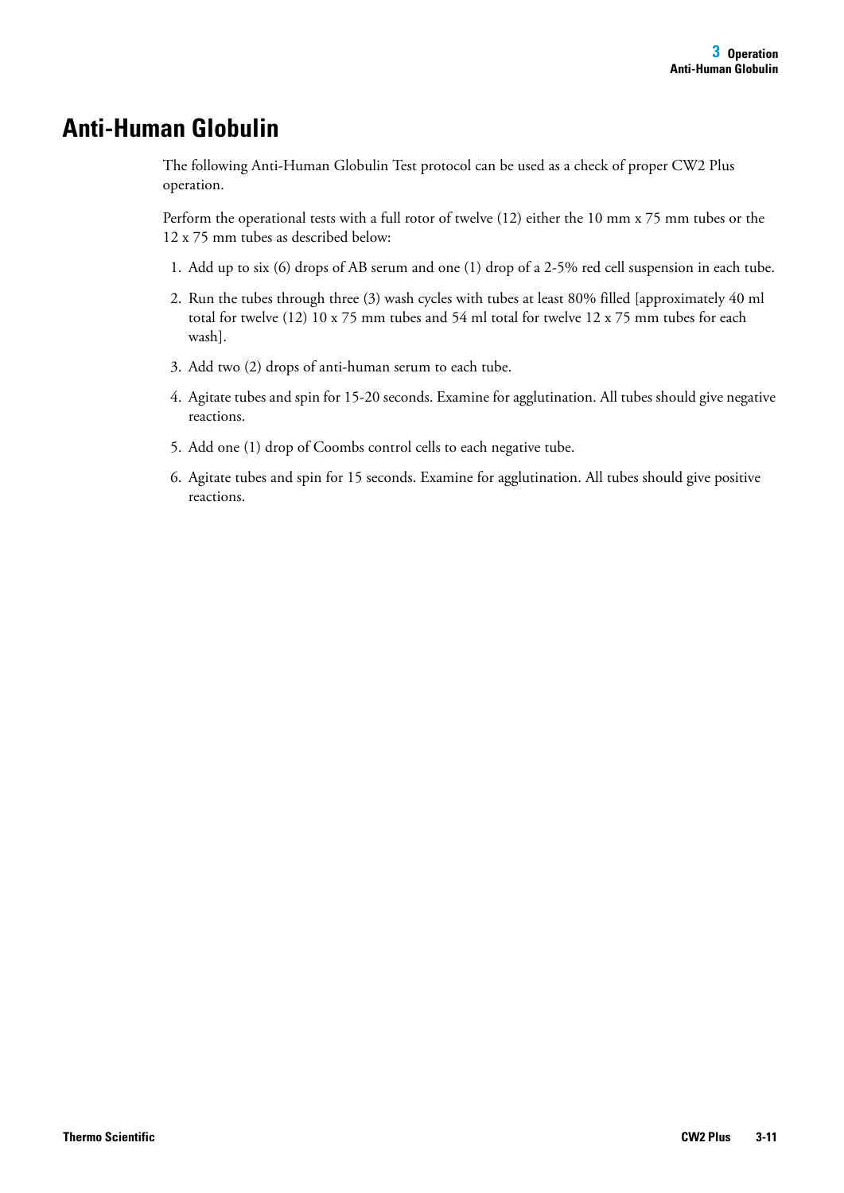# Anti-Human Globulin

The following Anti-Human Globulin Test protocol can be used as a check of proper CW2 Plus operation.

Perform the operational tests with a full rotor of twelve (12) either the 10 mm x 75 mm tubes or the 12 x 75 mm tubes as described below:

1. Add up to six (6) drops of AB serum and one (1) drop of a 2-5% red cell suspension in each tube.
2. Run the tubes through three (3) wash cycles with tubes at least 80% filled [approximately 40 ml total for twelve (12) 10 x 75 mm tubes and 54 ml total for twelve 12 x 75 mm tubes for each wash].
3. Add two (2) drops of anti-human serum to each tube.
4. Agitate tubes and spin for 15-20 seconds. Examine for agglutination. All tubes should give negative reactions.
5. Add one (1) drop of Coombs control cells to each negative tube.
6. Agitate tubes and spin for 15 seconds. Examine for agglutination. All tubes should give positive reactions.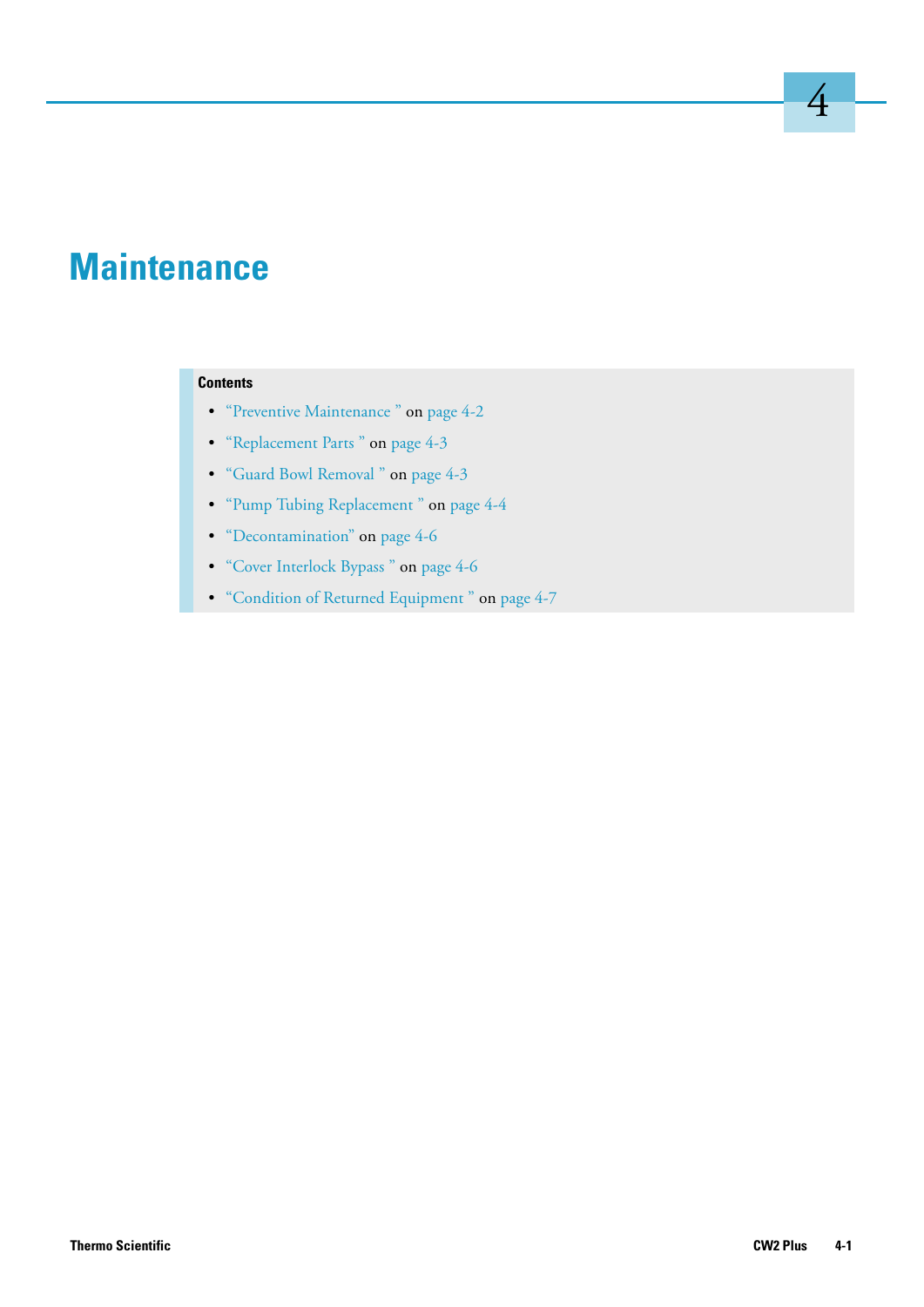# 4

# Maintenance

**Contents**

- "Preventive Maintenance " on page 4-2
- "Replacement Parts " on page 4-3
- "Guard Bowl Removal " on page 4-3
- "Pump Tubing Replacement " on page 4-4
- "Decontamination" on page 4-6
- "Cover Interlock Bypass " on page 4-6
- "Condition of Returned Equipment " on page 4-7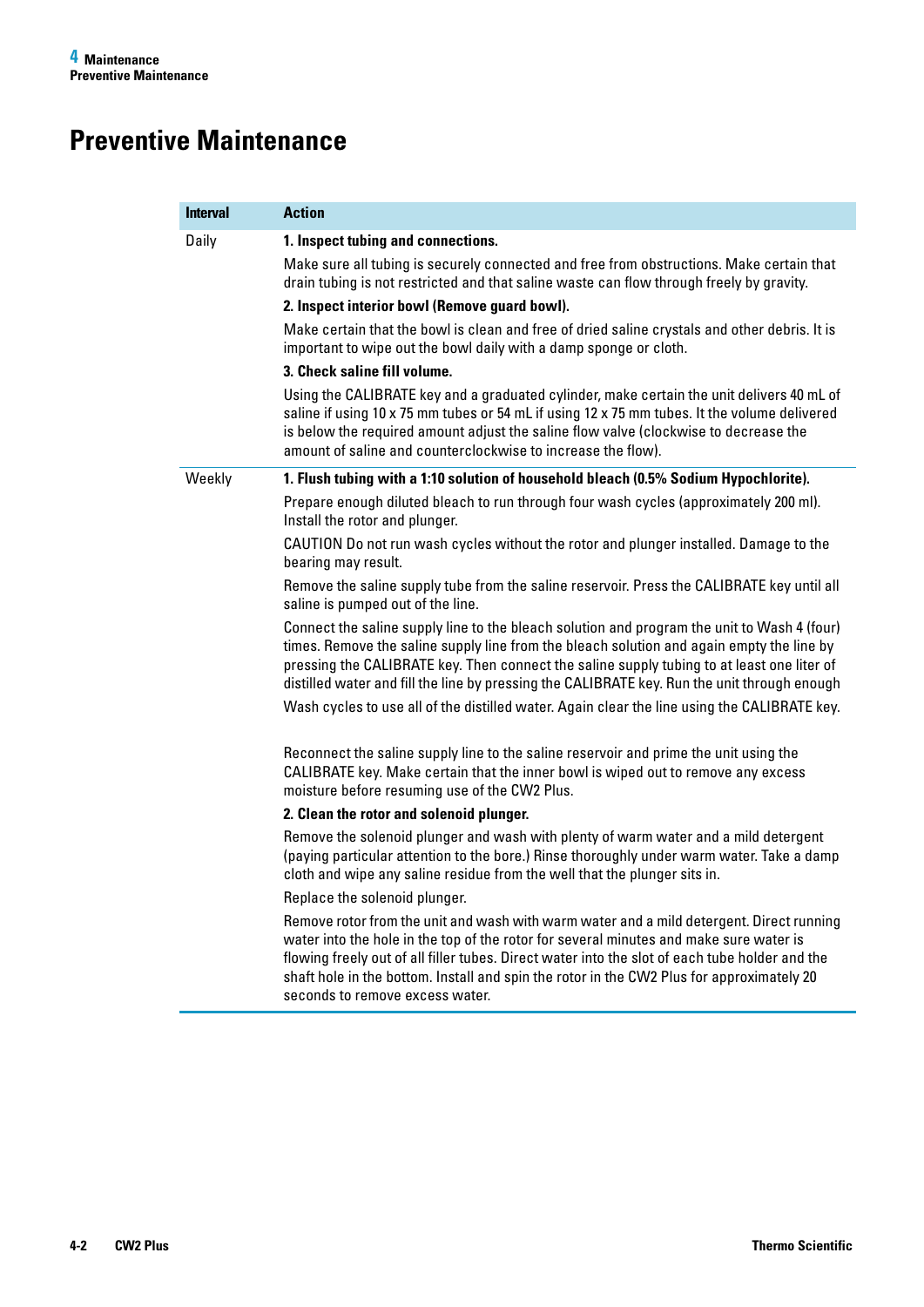# Preventive Maintenance

| Interval | Action |
|---|---|
| Daily | **1. Inspect tubing and connections.**<br>Make sure all tubing is securely connected and free from obstructions. Make certain that drain tubing is not restricted and that saline waste can flow through freely by gravity.<br>**2. Inspect interior bowl (Remove guard bowl).**<br>Make certain that the bowl is clean and free of dried saline crystals and other debris. It is important to wipe out the bowl daily with a damp sponge or cloth.<br>**3. Check saline fill volume.**<br>Using the CALIBRATE key and a graduated cylinder, make certain the unit delivers 40 mL of saline if using 10 x 75 mm tubes or 54 mL if using 12 x 75 mm tubes. It the volume delivered is below the required amount adjust the saline flow valve (clockwise to decrease the amount of saline and counterclockwise to increase the flow). |
| Weekly | **1. Flush tubing with a 1:10 solution of household bleach (0.5% Sodium Hypochlorite).**<br>Prepare enough diluted bleach to run through four wash cycles (approximately 200 ml). Install the rotor and plunger.<br>CAUTION Do not run wash cycles without the rotor and plunger installed. Damage to the bearing may result.<br>Remove the saline supply tube from the saline reservoir. Press the CALIBRATE key until all saline is pumped out of the line.<br>Connect the saline supply line to the bleach solution and program the unit to Wash 4 (four) times. Remove the saline supply line from the bleach solution and again empty the line by pressing the CALIBRATE key. Then connect the saline supply tubing to at least one liter of distilled water and fill the line by pressing the CALIBRATE key. Run the unit through enough<br>Wash cycles to use all of the distilled water. Again clear the line using the CALIBRATE key.<br>Reconnect the saline supply line to the saline reservoir and prime the unit using the CALIBRATE key. Make certain that the inner bowl is wiped out to remove any excess moisture before resuming use of the CW2 Plus.<br>**2. Clean the rotor and solenoid plunger.**<br>Remove the solenoid plunger and wash with plenty of warm water and a mild detergent (paying particular attention to the bore.) Rinse thoroughly under warm water. Take a damp cloth and wipe any saline residue from the well that the plunger sits in.<br>Replace the solenoid plunger.<br>Remove rotor from the unit and wash with warm water and a mild detergent. Direct running water into the hole in the top of the rotor for several minutes and make sure water is flowing freely out of all filler tubes. Direct water into the slot of each tube holder and the shaft hole in the bottom. Install and spin the rotor in the CW2 Plus for approximately 20 seconds to remove excess water. |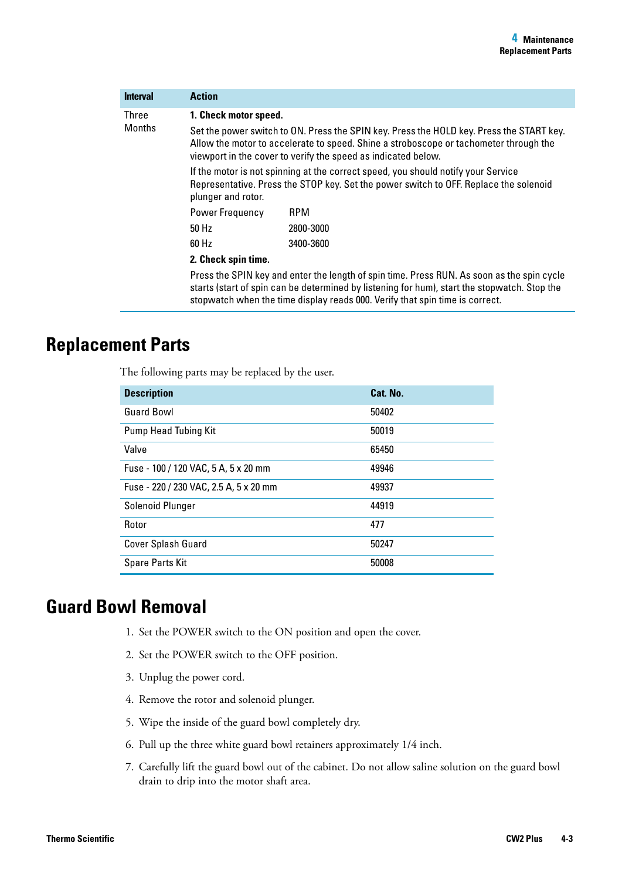| Interval | Action |
|---|---|
| Three Months | **1. Check motor speed.**<br>Set the power switch to ON. Press the SPIN key. Press the HOLD key. Press the START key. Allow the motor to accelerate to speed. Shine a stroboscope or tachometer through the viewport in the cover to verify the speed as indicated below.<br>If the motor is not spinning at the correct speed, you should notify your Service Representative. Press the STOP key. Set the power switch to OFF. Replace the solenoid plunger and rotor.<br>Power Frequency — RPM<br>50 Hz — 2800-3000<br>60 Hz — 3400-3600<br>**2. Check spin time.**<br>Press the SPIN key and enter the length of spin time. Press RUN. As soon as the spin cycle starts (start of spin can be determined by listening for hum), start the stopwatch. Stop the stopwatch when the time display reads 000. Verify that spin time is correct. |

# Replacement Parts

The following parts may be replaced by the user.

| Description | Cat. No. |
|---|---|
| Guard Bowl | 50402 |
| Pump Head Tubing Kit | 50019 |
| Valve | 65450 |
| Fuse - 100 / 120 VAC, 5 A, 5 x 20 mm | 49946 |
| Fuse - 220 / 230 VAC, 2.5 A, 5 x 20 mm | 49937 |
| Solenoid Plunger | 44919 |
| Rotor | 477 |
| Cover Splash Guard | 50247 |
| Spare Parts Kit | 50008 |

# Guard Bowl Removal

1. Set the POWER switch to the ON position and open the cover.
2. Set the POWER switch to the OFF position.
3. Unplug the power cord.
4. Remove the rotor and solenoid plunger.
5. Wipe the inside of the guard bowl completely dry.
6. Pull up the three white guard bowl retainers approximately 1/4 inch.
7. Carefully lift the guard bowl out of the cabinet. Do not allow saline solution on the guard bowl drain to drip into the motor shaft area.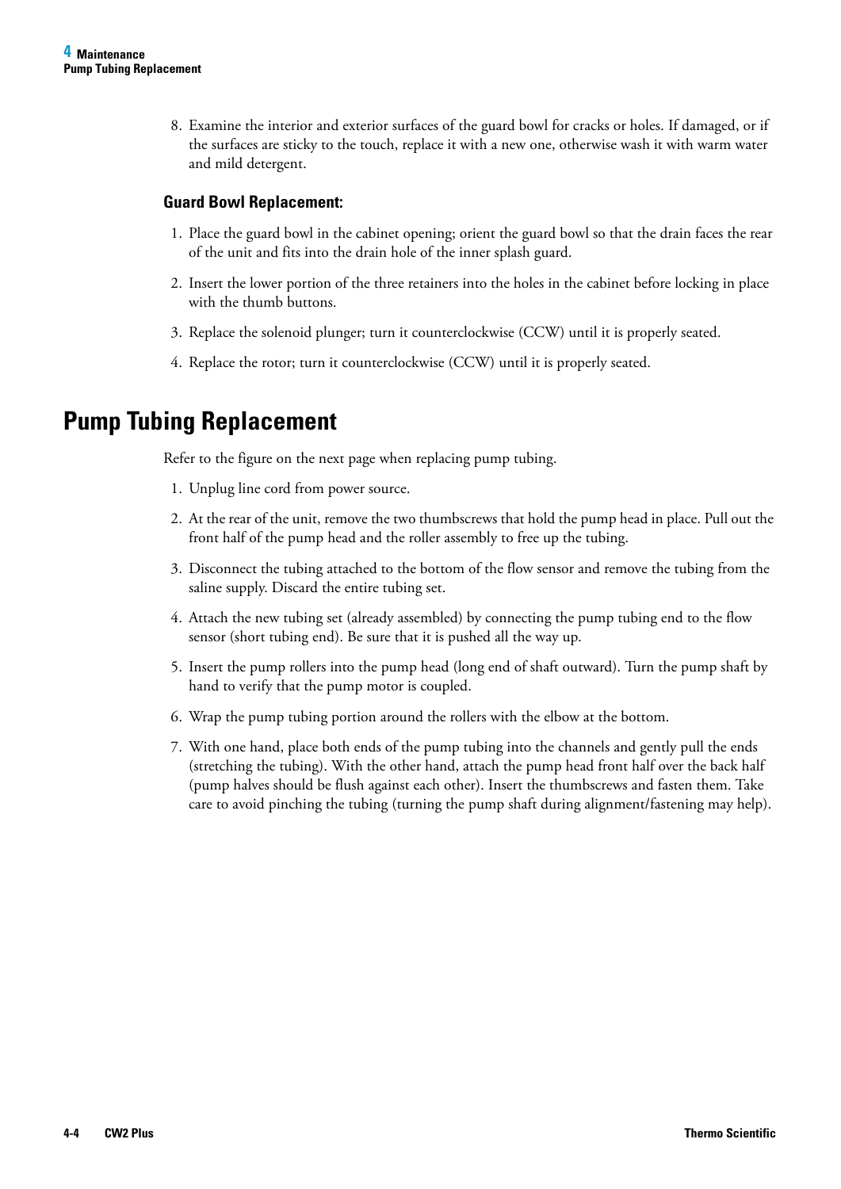8. Examine the interior and exterior surfaces of the guard bowl for cracks or holes. If damaged, or if the surfaces are sticky to the touch, replace it with a new one, otherwise wash it with warm water and mild detergent.

### Guard Bowl Replacement:

1. Place the guard bowl in the cabinet opening; orient the guard bowl so that the drain faces the rear of the unit and fits into the drain hole of the inner splash guard.
2. Insert the lower portion of the three retainers into the holes in the cabinet before locking in place with the thumb buttons.
3. Replace the solenoid plunger; turn it counterclockwise (CCW) until it is properly seated.
4. Replace the rotor; turn it counterclockwise (CCW) until it is properly seated.

## Pump Tubing Replacement

Refer to the figure on the next page when replacing pump tubing.

1. Unplug line cord from power source.
2. At the rear of the unit, remove the two thumbscrews that hold the pump head in place. Pull out the front half of the pump head and the roller assembly to free up the tubing.
3. Disconnect the tubing attached to the bottom of the flow sensor and remove the tubing from the saline supply. Discard the entire tubing set.
4. Attach the new tubing set (already assembled) by connecting the pump tubing end to the flow sensor (short tubing end). Be sure that it is pushed all the way up.
5. Insert the pump rollers into the pump head (long end of shaft outward). Turn the pump shaft by hand to verify that the pump motor is coupled.
6. Wrap the pump tubing portion around the rollers with the elbow at the bottom.
7. With one hand, place both ends of the pump tubing into the channels and gently pull the ends (stretching the tubing). With the other hand, attach the pump head front half over the back half (pump halves should be flush against each other). Insert the thumbscrews and fasten them. Take care to avoid pinching the tubing (turning the pump shaft during alignment/fastening may help).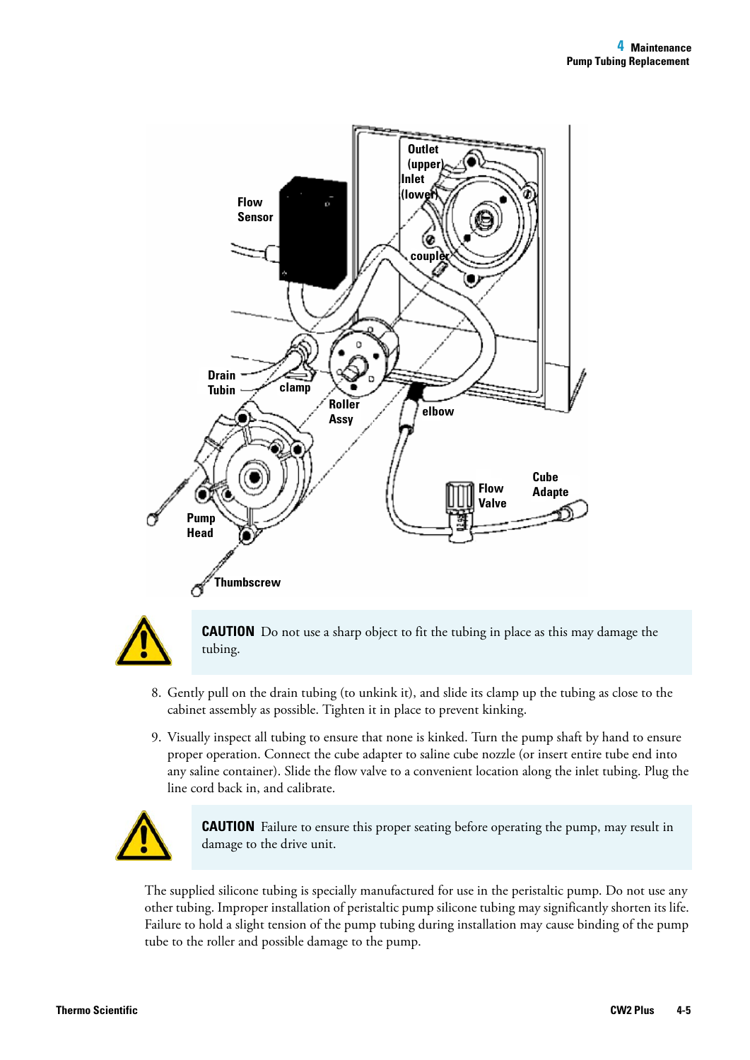**CAUTION** Do not use a sharp object to fit the tubing in place as this may damage the tubing.

8. Gently pull on the drain tubing (to unkink it), and slide its clamp up the tubing as close to the cabinet assembly as possible. Tighten it in place to prevent kinking.

9. Visually inspect all tubing to ensure that none is kinked. Turn the pump shaft by hand to ensure proper operation. Connect the cube adapter to saline cube nozzle (or insert entire tube end into any saline container). Slide the flow valve to a convenient location along the inlet tubing. Plug the line cord back in, and calibrate.

**CAUTION** Failure to ensure this proper seating before operating the pump, may result in damage to the drive unit.

The supplied silicone tubing is specially manufactured for use in the peristaltic pump. Do not use any other tubing. Improper installation of peristaltic pump silicone tubing may significantly shorten its life. Failure to hold a slight tension of the pump tubing during installation may cause binding of the pump tube to the roller and possible damage to the pump.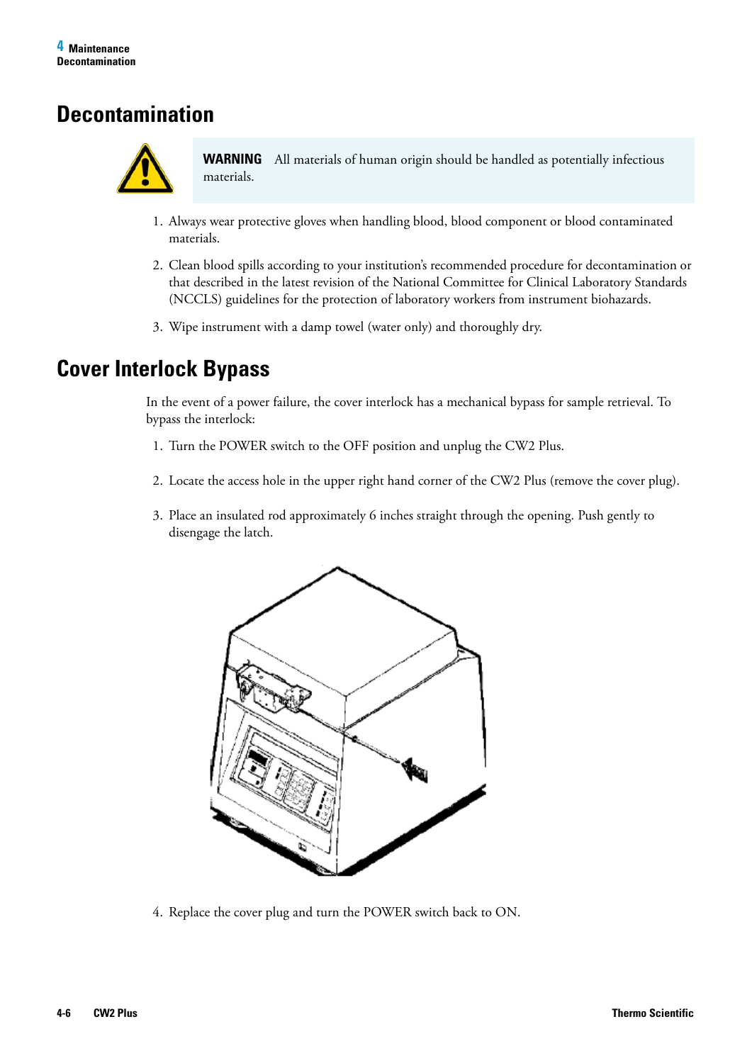# Decontamination

**WARNING** All materials of human origin should be handled as potentially infectious materials.

1. Always wear protective gloves when handling blood, blood component or blood contaminated materials.
2. Clean blood spills according to your institution's recommended procedure for decontamination or that described in the latest revision of the National Committee for Clinical Laboratory Standards (NCCLS) guidelines for the protection of laboratory workers from instrument biohazards.
3. Wipe instrument with a damp towel (water only) and thoroughly dry.

# Cover Interlock Bypass

In the event of a power failure, the cover interlock has a mechanical bypass for sample retrieval. To bypass the interlock:

1. Turn the POWER switch to the OFF position and unplug the CW2 Plus.
2. Locate the access hole in the upper right hand corner of the CW2 Plus (remove the cover plug).
3. Place an insulated rod approximately 6 inches straight through the opening. Push gently to disengage the latch.
4. Replace the cover plug and turn the POWER switch back to ON.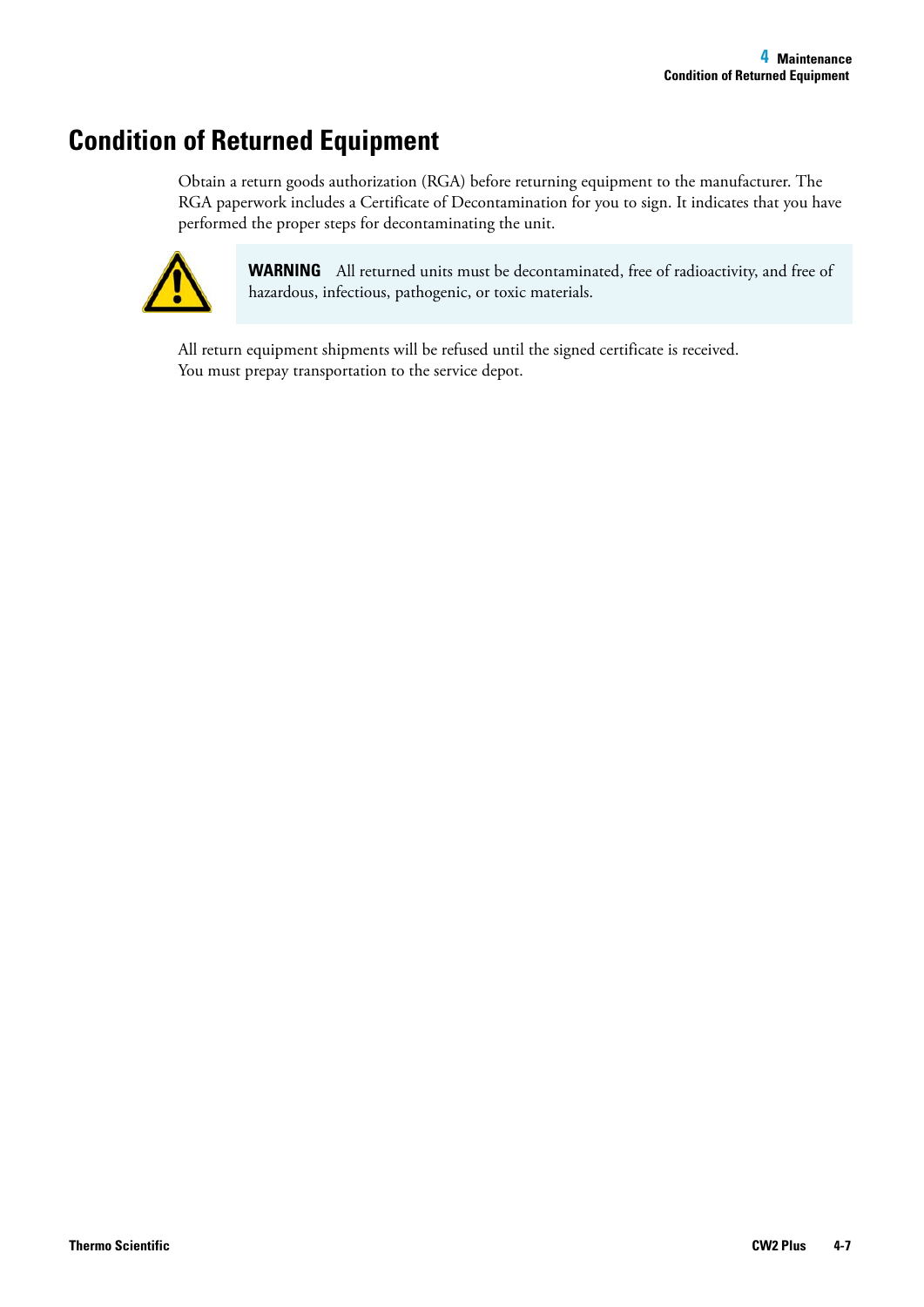# Condition of Returned Equipment

Obtain a return goods authorization (RGA) before returning equipment to the manufacturer. The RGA paperwork includes a Certificate of Decontamination for you to sign. It indicates that you have performed the proper steps for decontaminating the unit.

**WARNING** All returned units must be decontaminated, free of radioactivity, and free of hazardous, infectious, pathogenic, or toxic materials.

All return equipment shipments will be refused until the signed certificate is received. You must prepay transportation to the service depot.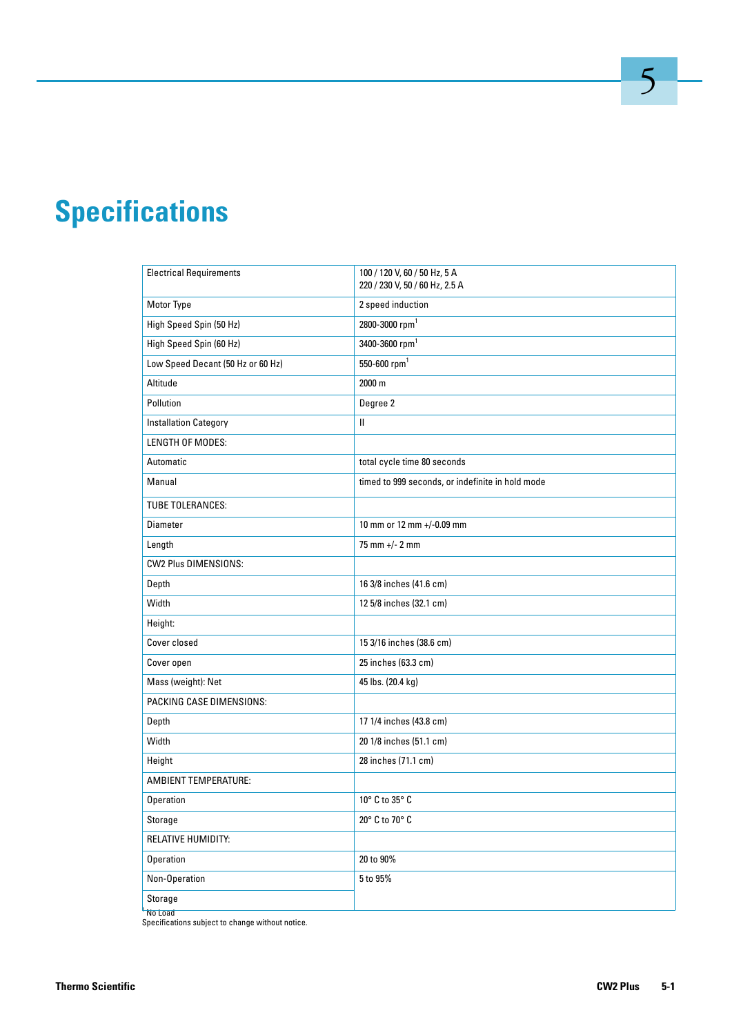# Specifications

| | |
|---|---|
| Electrical Requirements | 100 / 120 V, 60 / 50 Hz, 5 A<br>220 / 230 V, 50 / 60 Hz, 2.5 A |
| Motor Type | 2 speed induction |
| High Speed Spin (50 Hz) | 2800-3000 rpm[1] |
| High Speed Spin (60 Hz) | 3400-3600 rpm[1] |
| Low Speed Decant (50 Hz or 60 Hz) | 550-600 rpm[1] |
| Altitude | 2000 m |
| Pollution | Degree 2 |
| Installation Category | II |
| LENGTH OF MODES: | |
| Automatic | total cycle time 80 seconds |
| Manual | timed to 999 seconds, or indefinite in hold mode |
| TUBE TOLERANCES: | |
| Diameter | 10 mm or 12 mm +/-0.09 mm |
| Length | 75 mm +/- 2 mm |
| CW2 Plus DIMENSIONS: | |
| Depth | 16 3/8 inches (41.6 cm) |
| Width | 12 5/8 inches (32.1 cm) |
| Height: | |
| Cover closed | 15 3/16 inches (38.6 cm) |
| Cover open | 25 inches (63.3 cm) |
| Mass (weight): Net | 45 lbs. (20.4 kg) |
| PACKING CASE DIMENSIONS: | |
| Depth | 17 1/4 inches (43.8 cm) |
| Width | 20 1/8 inches (51.1 cm) |
| Height | 28 inches (71.1 cm) |
| AMBIENT TEMPERATURE: | |
| Operation | 10° C to 35° C |
| Storage | 20° C to 70° C |
| RELATIVE HUMIDITY: | |
| Operation | 20 to 90% |
| Non-Operation | 5 to 95% |
| Storage | |

[1] No Load

Specifications subject to change without notice.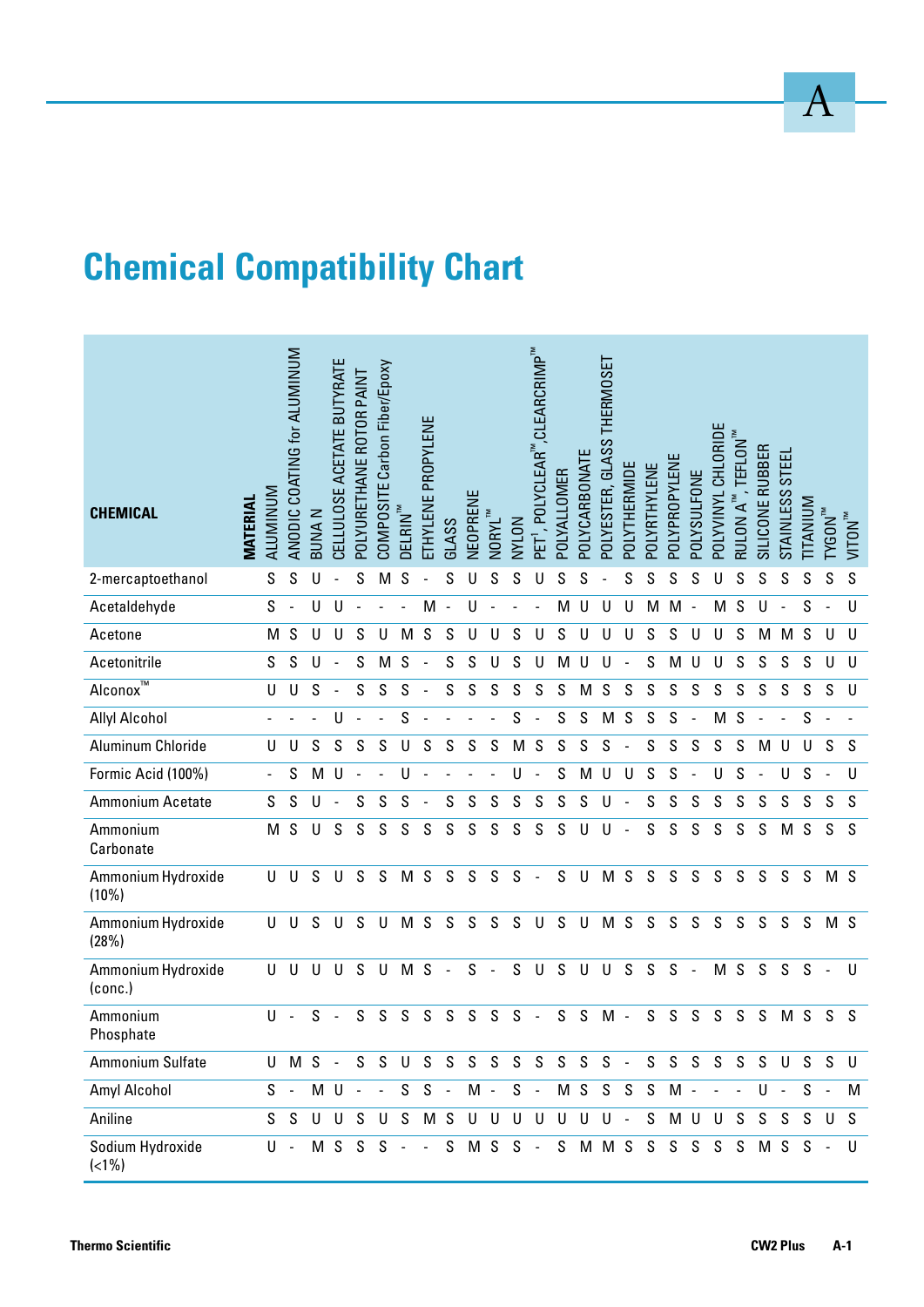# Chemical Compatibility Chart

| CHEMICAL / MATERIAL | ALUMINUM | ANODIC COATING for ALUMINUM | BUNA N | CELLULOSE ACETATE BUTYRATE | POLYURETHANE ROTOR PAINT | COMPOSITE Carbon Fiber/Epoxy | DELRIN™ | ETHYLENE PROPYLENE | GLASS | NEOPRENE | NORYL™ | NYLON | PET[1], POLYCLEAR™, CLEARCRIMP™ | POLYALLOMER | POLYCARBONATE | POLYESTER, GLASS THERMOSET | POLYTHERMIDE | POLYRTHYLENE | POLYPROPYLENE | POLYSULFONE | POLYVINYL CHLORIDE | RULON A™, TEFLON™ | SILICONE RUBBER | STAINLESS STEEL | TITANIUM | TYGON™ | VITON™ |
|---|---|---|---|---|---|---|---|---|---|---|---|---|---|---|---|---|---|---|---|---|---|---|---|---|---|---|---|
| 2-mercaptoethanol | S | S | U | - | S | M | S | - | S | U | S | S | U | S | S | - | S | S | S | S | U | S | S | S | S | S | S |
| Acetaldehyde | S | - | U | U | - | - | - | M | - | U | - | - | - | M | U | U | U | M | M | - | M | S | U | - | S | - | U |
| Acetone | M | S | U | U | S | U | M | S | S | U | U | S | U | S | U | U | U | S | S | U | U | S | M | M | S | U | U |
| Acetonitrile | S | S | U | - | S | M | S | - | S | S | U | S | U | M | U | U | - | S | M | U | U | S | S | S | S | U | U |
| Alconox™ | U | U | S | - | S | S | S | - | S | S | S | S | S | S | M | S | S | S | S | S | S | S | S | S | S | S | U |
| Allyl Alcohol | - | - | - | U | - | - | S | - | - | - | - | S | - | S | S | M | S | S | S | - | M | S | - | - | S | - | - |
| Aluminum Chloride | U | U | S | S | S | S | U | S | S | S | S | M | S | S | S | S | - | S | S | S | S | S | M | U | U | S | S |
| Formic Acid (100%) | - | S | M | U | - | - | U | - | - | - | - | U | - | S | M | U | U | S | S | - | U | S | - | U | S | - | U |
| Ammonium Acetate | S | S | U | - | S | S | S | - | S | S | S | S | S | S | S | S | U | - | S | S | S | S | S | S | S | S | S |
| Ammonium Carbonate | M | S | U | S | S | S | S | S | S | S | S | S | S | S | U | U | - | S | S | S | S | S | S | M | S | S | S |
| Ammonium Hydroxide (10%) | U | U | S | U | S | S | M | S | S | S | S | S | - | S | U | M | S | S | S | S | S | S | S | S | S | M | S |
| Ammonium Hydroxide (28%) | U | U | S | U | S | U | M | S | S | S | S | S | U | S | U | M | S | S | S | S | S | S | S | S | S | M | S |
| Ammonium Hydroxide (conc.) | U | U | U | U | S | U | M | S | - | S | - | S | U | S | U | U | S | S | S | - | M | S | S | S | S | - | U |
| Ammonium Phosphate | U | - | S | - | S | S | S | S | S | S | S | S | - | S | S | M | - | S | S | S | S | S | S | M | S | S | S |
| Ammonium Sulfate | U | M | S | - | S | S | U | S | S | S | S | S | S | S | S | S | - | S | S | S | S | S | S | U | S | S | U |
| Amyl Alcohol | S | - | M | U | - | - | S | S | - | M | - | S | - | M | S | S | S | S | M | - | - | - | U | - | S | - | M |
| Aniline | S | S | U | U | S | U | S | M | S | U | U | U | U | U | U | U | - | S | M | U | U | S | S | S | S | U | S |
| Sodium Hydroxide (<1%) | U | - | M | S | S | S | - | - | S | M | S | S | - | S | M | M | S | S | S | S | S | S | M | S | S | - | U |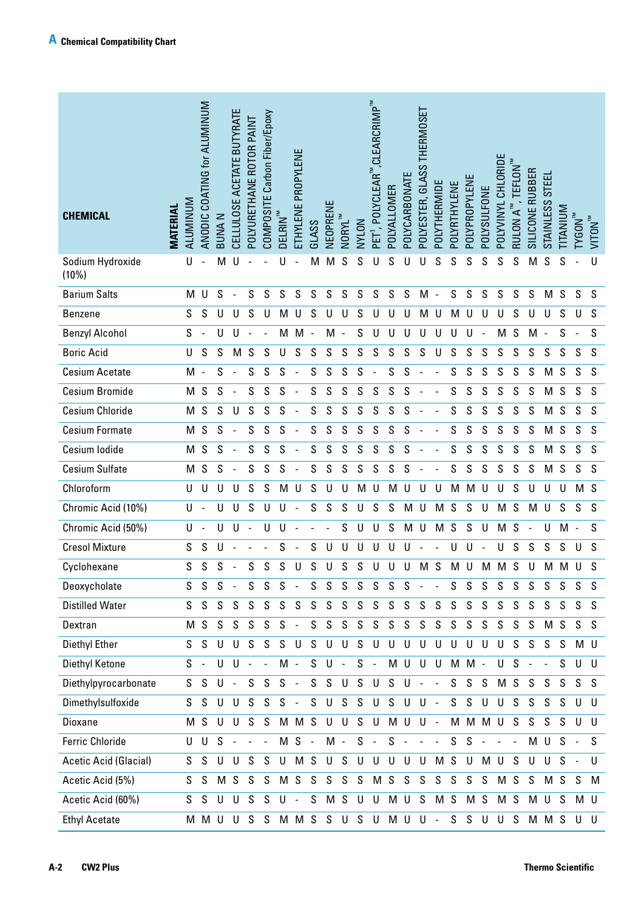# A Chemical Compatibility Chart

| CHEMICAL \ MATERIAL | ALUMINUM | ANODIC COATING for ALUMINUM | BUNA N | CELLULOSE ACETATE BUTYRATE | POLYURETHANE ROTOR PAINT | COMPOSITE Carbon Fiber/Epoxy | DELRIN™ | ETHYLENE PROPYLENE | GLASS | NEOPRENE | NORYL™ | NYLON | PET[1], POLYCLEAR™, CLEARCRIMP™ | POLYALLOMER | POLYCARBONATE | POLYESTER, GLASS THERMOSET | POLYTHERMIDE | POLYRTHYLENE | POLYPROPYLENE | POLYSULFONE | POLYVINYL CHLORIDE | RULON A™, TEFLON™ | SILICONE RUBBER | STAINLESS STEEL | TITANIUM | TYGON™ | VITON™ |
|---|---|---|---|---|---|---|---|---|---|---|---|---|---|---|---|---|---|---|---|---|---|---|---|---|---|---|---|
| Sodium Hydroxide (10%) | U | - | M | U | - | - | U | - | M | M | S | S | U | S | U | U | S | S | S | S | S | S | M | S | S | - | U |
| Barium Salts | M | U | S | - | S | S | S | S | S | S | S | S | S | S | S | M | - | S | S | S | S | S | S | M | S | S | S |
| Benzene | S | S | U | U | S | U | M | U | S | U | U | S | U | U | U | M | U | M | U | U | U | S | U | U | S | U | S |
| Benzyl Alcohol | S | - | U | U | - | - | M | M | - | M | - | S | U | U | U | U | U | U | U | - | M | S | M | - | S | - | S |
| Boric Acid | U | S | S | M | S | S | U | S | S | S | S | S | S | S | S | S | U | S | S | S | S | S | S | S | S | S | S |
| Cesium Acetate | M | - | S | - | S | S | S | - | S | S | S | S | - | S | S | - | - | S | S | S | S | S | S | M | S | S | S |
| Cesium Bromide | M | S | S | - | S | S | S | - | S | S | S | S | S | S | S | - | - | S | S | S | S | S | S | M | S | S | S |
| Cesium Chloride | M | S | S | U | S | S | S | - | S | S | S | S | S | S | S | - | - | S | S | S | S | S | S | M | S | S | S |
| Cesium Formate | M | S | S | - | S | S | S | - | S | S | S | S | S | S | S | - | - | S | S | S | S | S | S | M | S | S | S |
| Cesium Iodide | M | S | S | - | S | S | S | - | S | S | S | S | S | S | S | - | - | S | S | S | S | S | S | M | S | S | S |
| Cesium Sulfate | M | S | S | - | S | S | S | - | S | S | S | S | S | S | S | - | - | S | S | S | S | S | S | M | S | S | S |
| Chloroform | U | U | U | U | S | S | M | U | S | U | U | M | U | M | U | U | U | M | M | U | U | S | U | U | U | M | S |
| Chromic Acid (10%) | U | - | U | U | S | U | U | - | S | S | S | U | S | S | M | U | M | S | S | U | M | S | M | U | S | S | S |
| Chromic Acid (50%) | U | - | U | U | - | U | U | - | - | - | S | U | U | S | M | U | M | S | S | U | M | S | - | U | M | - | S |
| Cresol Mixture | S | S | U | - | - | - | S | - | S | U | U | U | U | U | U | - | - | U | U | - | U | S | S | S | S | U | S |
| Cyclohexane | S | S | S | - | S | S | S | U | S | U | S | S | U | U | U | M | S | M | U | M | M | S | U | M | M | U | S |
| Deoxycholate | S | S | S | - | S | S | S | - | S | S | S | S | S | S | S | - | - | S | S | S | S | S | S | S | S | S | S |
| Distilled Water | S | S | S | S | S | S | S | S | S | S | S | S | S | S | S | S | S | S | S | S | S | S | S | S | S | S | S |
| Dextran | M | S | S | S | S | S | S | - | S | S | S | S | S | S | S | S | S | S | S | S | S | S | S | M | S | S | S |
| Diethyl Ether | S | S | U | U | S | S | S | U | S | U | U | S | U | U | U | U | U | U | U | U | U | S | S | S | S | M | U |
| Diethyl Ketone | S | - | U | U | - | - | M | - | S | U | - | S | - | M | U | U | U | M | M | - | U | S | - | - | S | U | U |
| Diethylpyrocarbonate | S | S | U | - | S | S | S | - | S | S | U | S | U | S | U | - | - | S | S | S | M | S | S | S | S | S | S |
| Dimethylsulfoxide | S | S | U | U | S | S | S | - | S | U | S | S | U | S | U | U | - | S | S | U | U | S | S | S | S | U | U |
| Dioxane | M | S | U | U | S | S | M | M | S | U | U | S | U | M | U | U | - | M | M | M | U | S | S | S | S | U | U |
| Ferric Chloride | U | U | S | - | - | - | M | S | - | M | - | S | - | S | - | - | - | S | S | - | - | - | M | U | S | - | S |
| Acetic Acid (Glacial) | S | S | U | U | S | S | U | M | S | U | S | U | U | U | U | U | M | S | U | M | U | S | U | U | S | - | U |
| Acetic Acid (5%) | S | S | M | S | S | S | M | S | S | S | S | S | M | S | S | S | S | S | S | S | M | S | S | M | S | S | M |
| Acetic Acid (60%) | S | S | U | U | S | S | U | - | S | M | S | U | U | M | U | S | M | S | M | S | M | S | M | U | S | M | U |
| Ethyl Acetate | M | M | U | U | S | S | M | M | S | S | U | S | U | M | U | U | - | S | S | U | U | S | M | M | S | U | U |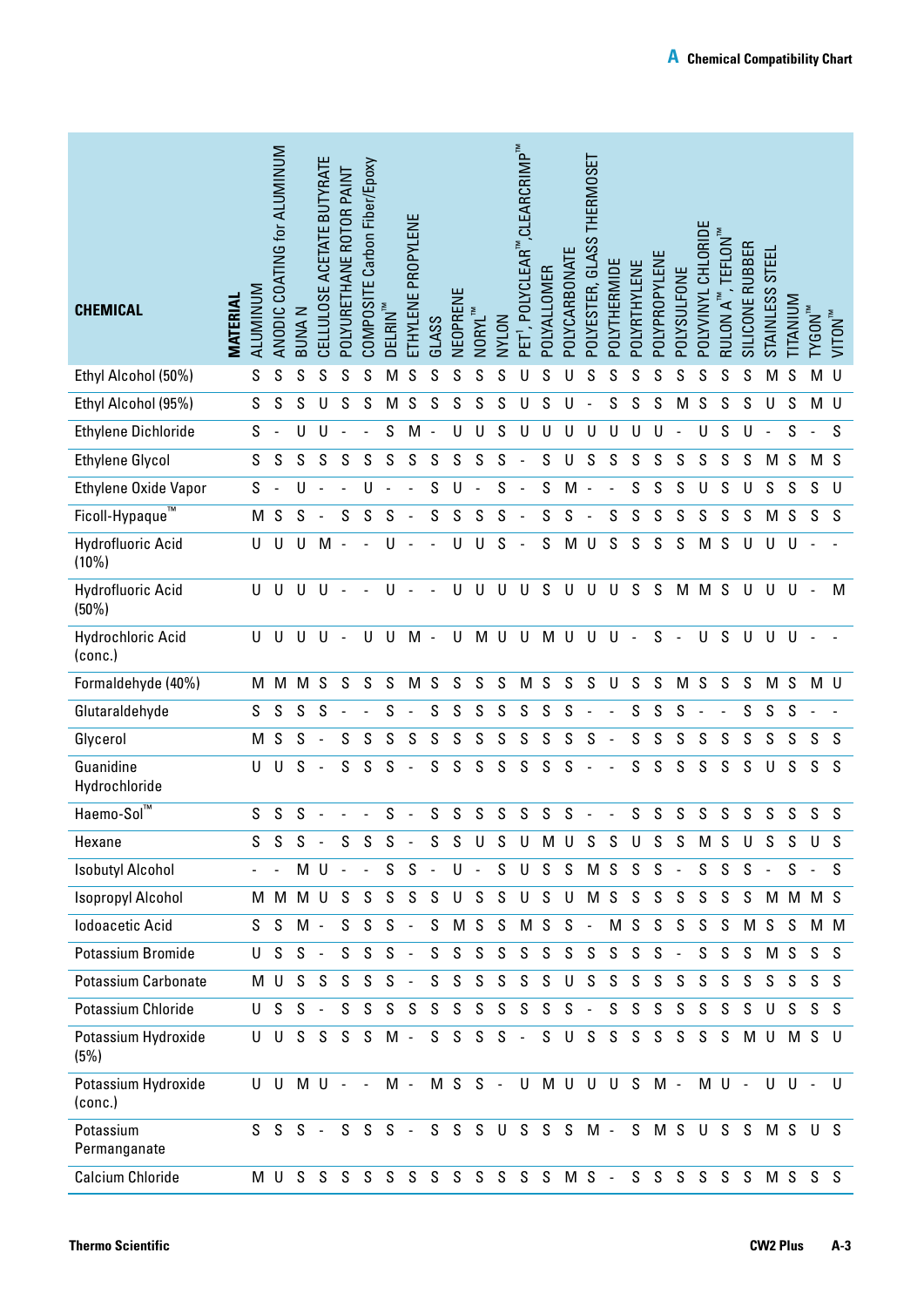| CHEMICAL | MATERIAL | ALUMINUM | ANODIC COATING for ALUMINUM | BUNA N | CELLULOSE ACETATE BUTYRATE | POLYURETHANE ROTOR PAINT | COMPOSITE Carbon Fiber/Epoxy | DELRIN™ | ETHYLENE PROPYLENE | GLASS | NEOPRENE | NORYL™ | NYLON | PET[1], POLYCLEAR™, CLEARCRIMP™ | POLYALLOMER | POLYCARBONATE | POLYESTER, GLASS THERMOSET | POLYTHERMIDE | POLYETHYLENE | POLYPROPYLENE | POLYSULFONE | POLYVINYL CHLORIDE | RULON A™, TEFLON™ | SILICONE RUBBER | STAINLESS STEEL | TITANIUM | TYGON™ | VITON™ |
|---|---|---|---|---|---|---|---|---|---|---|---|---|---|---|---|---|---|---|---|---|---|---|---|---|---|---|---|---|
| Ethyl Alcohol (50%) | | S | S | S | S | S | S | M | S | S | S | S | S | U | S | U | S | S | S | S | S | S | S | S | M | S | M | U |
| Ethyl Alcohol (95%) | | S | S | S | U | S | S | M | S | S | S | S | S | U | S | U | - | S | S | S | M | S | S | S | U | S | M | U |
| Ethylene Dichloride | | S | - | U | U | - | - | S | M | - | U | U | S | U | U | U | U | U | U | U | - | U | S | U | - | S | - | S |
| Ethylene Glycol | | S | S | S | S | S | S | S | S | S | S | S | S | - | S | U | S | S | S | S | S | S | S | S | M | S | M | S |
| Ethylene Oxide Vapor | | S | - | U | - | - | U | - | - | S | U | - | S | - | S | M | - | - | S | S | S | U | S | U | S | S | S | U |
| Ficoll-Hypaque™ | | M | S | S | - | S | S | S | - | S | S | S | S | - | S | S | - | S | S | S | S | S | S | S | M | S | S | S |
| Hydrofluoric Acid (10%) | | U | U | U | M | - | - | U | - | - | U | U | S | - | S | M | U | S | S | S | S | M | S | U | U | U | - | - |
| Hydrofluoric Acid (50%) | | U | U | U | U | - | - | U | - | - | U | U | U | U | S | U | U | U | S | S | M | M | S | U | U | U | - | M |
| Hydrochloric Acid (conc.) | | U | U | U | U | - | U | U | M | - | U | M | U | U | M | U | U | U | - | S | - | U | S | U | U | U | - | - |
| Formaldehyde (40%) | | M | M | M | S | S | S | S | M | S | S | S | S | M | S | S | S | U | S | S | M | S | S | S | M | S | M | U |
| Glutaraldehyde | | S | S | S | S | - | - | S | - | S | S | S | S | S | S | S | - | - | S | S | S | - | - | S | S | S | - | - |
| Glycerol | | M | S | S | - | S | S | S | S | S | S | S | S | S | S | S | S | - | S | S | S | S | S | S | S | S | S | S |
| Guanidine Hydrochloride | | U | U | S | - | S | S | S | - | S | S | S | S | S | S | S | - | - | S | S | S | S | S | S | U | S | S | S |
| Haemo-Sol™ | | S | S | S | - | - | - | S | - | S | S | S | S | S | S | S | - | - | S | S | S | S | S | S | S | S | S | S |
| Hexane | | S | S | S | - | S | S | S | - | S | S | U | S | U | M | U | S | S | U | S | S | M | S | U | S | S | U | S |
| Isobutyl Alcohol | | - | - | M | U | - | - | S | S | - | U | - | S | U | S | S | M | S | S | S | - | S | S | S | - | S | - | S |
| Isopropyl Alcohol | | M | M | M | U | S | S | S | S | S | U | S | S | U | S | U | M | S | S | S | S | S | S | S | M | M | M | S |
| Iodoacetic Acid | | S | S | M | - | S | S | S | - | S | M | S | S | M | S | S | - | M | S | S | S | S | S | M | S | S | M | M |
| Potassium Bromide | | U | S | S | - | S | S | S | - | S | S | S | S | S | S | S | S | S | S | S | - | S | S | S | M | S | S | S |
| Potassium Carbonate | | M | U | S | S | S | S | S | - | S | S | S | S | S | S | U | S | S | S | S | S | S | S | S | S | S | S | S |
| Potassium Chloride | | U | S | S | - | S | S | S | S | S | S | S | S | S | S | S | - | S | S | S | S | S | S | S | U | S | S | S |
| Potassium Hydroxide (5%) | | U | U | S | S | S | S | M | - | S | S | S | S | - | S | U | S | S | S | S | S | S | S | M | U | M | S | U |
| Potassium Hydroxide (conc.) | | U | U | M | U | - | - | M | - | M | S | S | - | U | M | U | U | U | S | M | - | M | U | - | U | U | - | U |
| Potassium Permanganate | | S | S | S | - | S | S | S | - | S | S | S | U | S | S | S | M | - | S | M | S | U | S | S | M | S | U | S |
| Calcium Chloride | | M | U | S | S | S | S | S | S | S | S | S | S | S | S | M | S | - | S | S | S | S | S | S | M | S | S | S |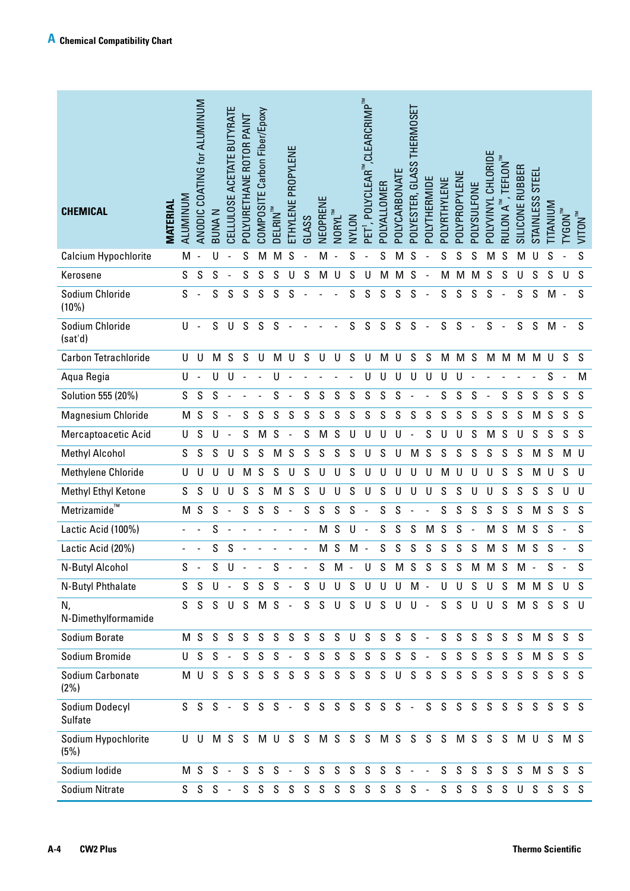## A Chemical Compatibility Chart

| CHEMICAL | ALUMINUM | ANODIC COATING for ALUMINUM | BUNA N | CELLULOSE ACETATE BUTYRATE | POLYURETHANE ROTOR PAINT | COMPOSITE Carbon Fiber/Epoxy | DELRIN™ | ETHYLENE PROPYLENE | GLASS | NEOPRENE | NORYL™ | NYLON | PET[1], POLYCLEAR™, CLEARCRIMP™ | POLYALLOMER | POLYCARBONATE | POLYESTER, GLASS THERMOSET | POLYTHERMIDE | POLYETHYLENE | POLYPROPYLENE | POLYSULFONE | POLYVINYL CHLORIDE | RULON A™, TEFLON™ | SILICONE RUBBER | STAINLESS STEEL | TITANIUM | TYGON™ | VITON™ |
|---|---|---|---|---|---|---|---|---|---|---|---|---|---|---|---|---|---|---|---|---|---|---|---|---|---|---|---|
| Calcium Hypochlorite | M | - | U | - | S | M | M | S | - | M | - | S | - | S | M | S | - | S | S | S | M | S | M | U | S | - | S |
| Kerosene | S | S | S | - | S | S | S | U | S | M | U | S | U | M | M | S | - | M | M | M | S | S | U | S | S | U | S |
| Sodium Chloride (10%) | S | - | S | S | S | S | S | S | - | - | - | S | S | S | S | S | - | S | S | S | S | - | S | S | M | - | S |
| Sodium Chloride (sat'd) | U | - | S | U | S | S | S | - | - | - | - | S | S | S | S | S | - | S | S | - | S | - | S | S | M | - | S |
| Carbon Tetrachloride | U | U | M | S | S | U | M | U | S | U | U | S | U | M | U | S | S | M | M | S | M | M | M | M | U | S | S |
| Aqua Regia | U | - | U | U | - | - | U | - | - | - | - | - | U | U | U | U | U | U | U | - | - | - | - | - | S | - | M |
| Solution 555 (20%) | S | S | S | - | - | - | S | - | S | S | S | S | S | S | S | - | - | S | S | S | - | S | S | S | S | S | S |
| Magnesium Chloride | M | S | S | - | S | S | S | S | S | S | S | S | S | S | S | S | S | S | S | S | S | S | S | M | S | S | S |
| Mercaptoacetic Acid | U | S | U | - | S | M | S | - | S | M | S | U | U | U | U | - | S | U | U | S | M | S | U | S | S | S | S |
| Methyl Alcohol | S | S | S | U | S | S | M | S | S | S | S | S | U | S | U | M | S | S | S | S | S | S | S | M | S | M | U |
| Methylene Chloride | U | U | U | U | M | S | S | U | S | U | U | S | U | U | U | U | U | M | U | U | U | S | S | M | U | S | U |
| Methyl Ethyl Ketone | S | S | U | U | S | S | M | S | S | U | U | S | U | S | U | U | U | S | S | U | U | S | S | S | S | U | U |
| Metrizamide™ | M | S | S | - | S | S | S | - | S | S | S | S | - | S | S | - | - | S | S | S | S | S | S | M | S | S | S |
| Lactic Acid (100%) | - | - | S | - | - | - | - | - | - | M | S | U | - | S | S | S | M | S | S | - | M | S | M | S | S | - | S |
| Lactic Acid (20%) | - | - | S | S | - | - | - | - | - | M | S | M | - | S | S | S | S | S | S | S | M | S | M | S | S | - | S |
| N-Butyl Alcohol | S | - | S | U | - | - | S | - | - | S | M | - | U | S | M | S | S | S | S | M | M | S | M | - | S | - | S |
| N-Butyl Phthalate | S | S | U | - | S | S | S | - | S | U | U | S | U | U | U | M | - | U | U | S | U | S | M | M | S | U | S |
| N, N-Dimethylformamide | S | S | S | U | S | M | S | - | S | S | U | S | U | S | U | U | - | S | S | U | U | S | M | S | S | S | U |
| Sodium Borate | M | S | S | S | S | S | S | S | S | S | S | U | S | S | S | S | - | S | S | S | S | S | S | M | S | S | S |
| Sodium Bromide | U | S | S | - | S | S | S | - | S | S | S | S | S | S | S | S | - | S | S | S | S | S | S | M | S | S | S |
| Sodium Carbonate (2%) | M | U | S | S | S | S | S | S | S | S | S | S | S | S | U | S | S | S | S | S | S | S | S | S | S | S | S |
| Sodium Dodecyl Sulfate | S | S | S | - | S | S | S | - | S | S | S | S | S | S | S | - | S | S | S | S | S | S | S | S | S | S | S |
| Sodium Hypochlorite (5%) | U | U | M | S | S | M | U | S | S | M | S | S | S | M | S | S | S | S | M | S | S | S | M | U | S | M | S |
| Sodium Iodide | M | S | S | - | S | S | S | - | S | S | S | S | S | S | S | - | - | S | S | S | S | S | S | M | S | S | S |
| Sodium Nitrate | S | S | S | - | S | S | S | S | S | S | S | S | S | S | S | S | - | S | S | S | S | S | U | S | S | S | S |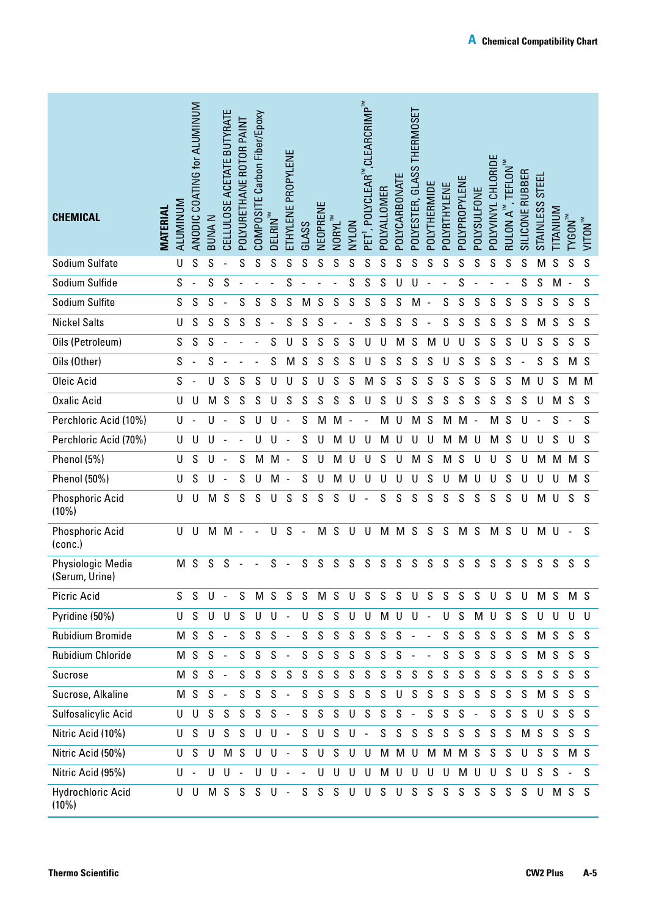| CHEMICAL | MATERIAL | ALUMINUM | ANODIC COATING for ALUMINUM | BUNA N | CELLULOSE ACETATE BUTYRATE | POLYURETHANE ROTOR PAINT | COMPOSITE Carbon Fiber/Epoxy | DELRIN™ | ETHYLENE PROPYLENE | GLASS | NEOPRENE | NORYL™ | NYLON | PET[1], POLYCLEAR™, CLEARCRIMP™ | POLYALLOMER | POLYCARBONATE | POLYESTER, GLASS THERMOSET | POLYTHERMIDE | POLYETHYLENE | POLYPROPYLENE | POLYSULFONE | POLYVINYL CHLORIDE | RULON A™, TEFLON™ | SILICONE RUBBER | STAINLESS STEEL | TITANIUM | TYGON™ | VITON™ |
|---|---|---|---|---|---|---|---|---|---|---|---|---|---|---|---|---|---|---|---|---|---|---|---|---|---|---|---|---|
| Sodium Sulfate | | U | S | S | - | S | S | S | S | S | S | S | S | S | S | S | S | S | S | S | S | S | S | S | M | S | S | S |
| Sodium Sulfide | | S | - | S | S | - | - | - | S | - | - | - | S | S | S | U | U | - | - | S | - | - | - | S | S | M | - | S |
| Sodium Sulfite | | S | S | S | - | S | S | S | S | M | S | S | S | S | S | S | M | - | S | S | S | S | S | S | S | S | S | S |
| Nickel Salts | | U | S | S | S | S | S | - | S | S | S | - | - | S | S | S | S | - | S | S | S | S | S | S | M | S | S | S |
| Oils (Petroleum) | | S | S | S | - | - | - | S | U | S | S | S | S | U | U | M | S | M | U | U | S | S | S | U | S | S | S | S |
| Oils (Other) | | S | - | S | - | - | - | S | M | S | S | S | S | U | S | S | S | S | U | S | S | S | S | - | S | S | M | S |
| Oleic Acid | | S | - | U | S | S | S | U | U | S | U | S | S | M | S | S | S | S | S | S | S | S | S | M | U | S | M | M |
| Oxalic Acid | | U | U | M | S | S | S | U | S | S | S | S | S | U | S | U | S | S | S | S | S | S | S | S | U | M | S | S |
| Perchloric Acid (10%) | | U | - | U | - | S | U | U | - | S | M | M | - | - | M | U | M | S | M | M | - | M | S | U | - | S | - | S |
| Perchloric Acid (70%) | | U | U | U | - | - | U | U | - | S | U | M | U | U | M | U | U | U | M | M | U | M | S | U | U | S | U | S |
| Phenol (5%) | | U | S | U | - | S | M | M | - | S | U | M | U | U | S | U | M | S | M | S | U | U | S | U | M | M | M | S |
| Phenol (50%) | | U | S | U | - | S | U | M | - | S | U | M | U | U | U | U | U | S | U | M | U | U | S | U | U | U | M | S |
| Phosphoric Acid (10%) | | U | U | M | S | S | S | U | S | S | S | S | U | - | S | S | S | S | S | S | S | S | S | U | M | U | S | S |
| Phosphoric Acid (conc.) | | U | U | M | M | - | - | U | S | - | M | S | U | U | M | M | S | S | S | M | S | M | S | U | M | U | - | S |
| Physiologic Media (Serum, Urine) | | M | S | S | S | - | - | S | - | S | S | S | S | S | S | S | S | S | S | S | S | S | S | S | S | S | S | S |
| Picric Acid | | S | S | U | - | S | M | S | S | S | M | S | U | S | S | S | U | S | S | S | S | U | S | U | M | S | M | S |
| Pyridine (50%) | | U | S | U | U | S | U | U | - | U | S | S | U | U | M | U | U | - | U | S | M | U | S | S | U | U | U | U |
| Rubidium Bromide | | M | S | S | - | S | S | S | - | S | S | S | S | S | S | S | - | - | S | S | S | S | S | S | M | S | S | S |
| Rubidium Chloride | | M | S | S | - | S | S | S | - | S | S | S | S | S | S | S | - | - | S | S | S | S | S | S | M | S | S | S |
| Sucrose | | M | S | S | - | S | S | S | S | S | S | S | S | S | S | S | S | S | S | S | S | S | S | S | S | S | S | S |
| Sucrose, Alkaline | | M | S | S | - | S | S | S | - | S | S | S | S | S | S | U | S | S | S | S | S | S | S | S | M | S | S | S |
| Sulfosalicylic Acid | | U | U | S | S | S | S | S | - | S | S | S | U | S | S | S | - | S | S | S | - | S | S | S | U | S | S | S |
| Nitric Acid (10%) | | U | S | U | S | S | U | U | - | S | U | S | U | - | S | S | S | S | S | S | S | S | S | M | S | S | S | S |
| Nitric Acid (50%) | | U | S | U | M | S | U | U | - | S | U | S | U | U | M | M | U | M | M | M | S | S | S | U | S | S | M | S |
| Nitric Acid (95%) | | U | - | U | U | - | U | U | - | - | U | U | U | U | M | U | U | U | U | M | U | U | S | U | S | S | - | S |
| Hydrochloric Acid (10%) | | U | U | M | S | S | S | U | - | S | S | S | U | U | S | U | S | S | S | S | S | S | S | S | U | M | S | S |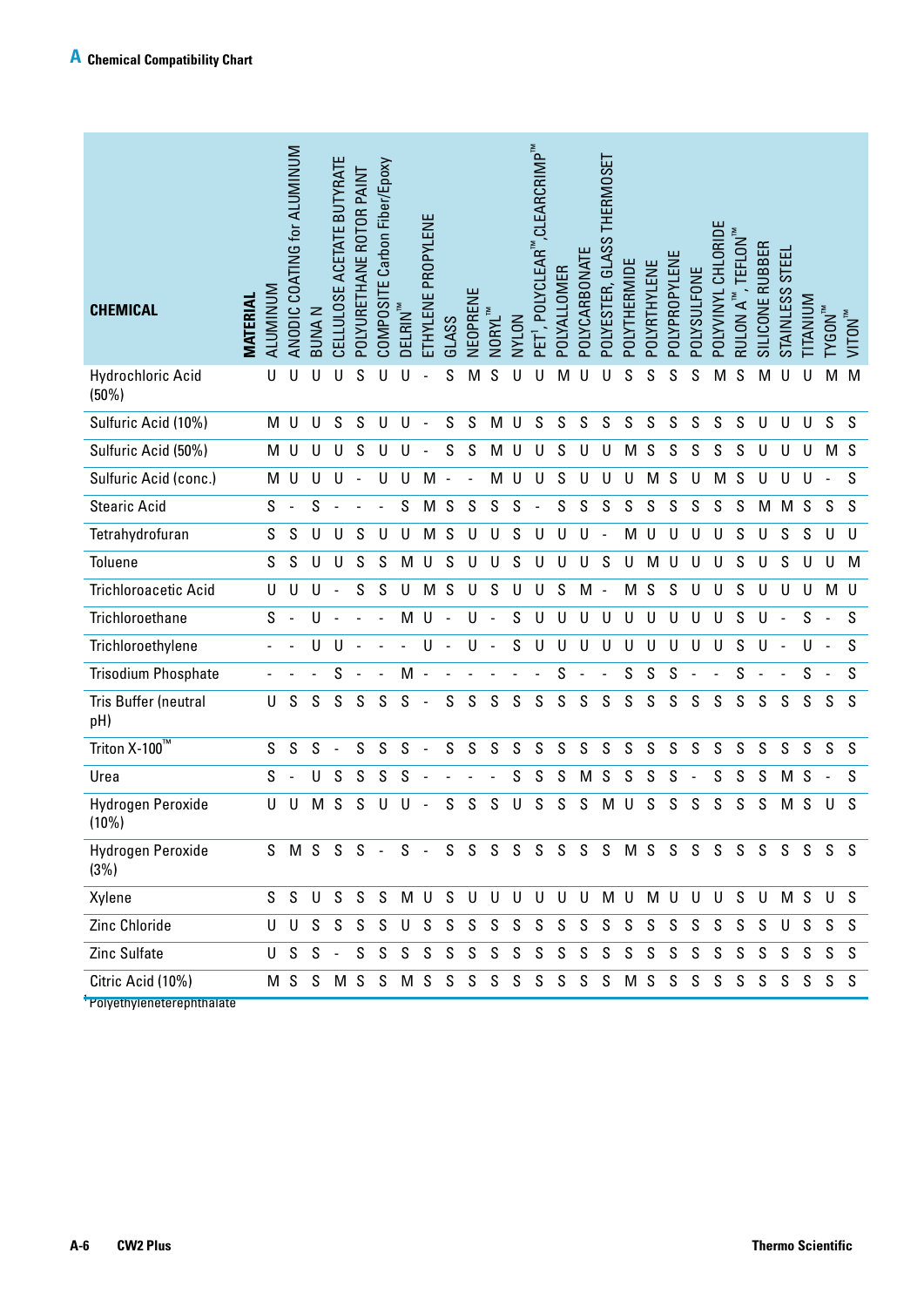# A Chemical Compatibility Chart

| CHEMICAL | ALUMINUM | ANODIC COATING for ALUMINUM | BUNA N | CELLULOSE ACETATE BUTYRATE | POLYURETHANE ROTOR PAINT | COMPOSITE Carbon Fiber/Epoxy | DELRIN™ | ETHYLENE PROPYLENE | GLASS | NEOPRENE | NORYL™ | NYLON | PET[†], POLYCLEAR™, CLEARCRIMP™ | POLYALLOMER | POLYCARBONATE | POLYESTER, GLASS THERMOSET | POLYTHERMIDE | POLYETHYLENE | POLYPROPYLENE | POLYSULFONE | POLYVINYL CHLORIDE | RULON A™, TEFLON™ | SILICONE RUBBER | STAINLESS STEEL | TITANIUM | TYGON™ | VITON™ |
|---|---|---|---|---|---|---|---|---|---|---|---|---|---|---|---|---|---|---|---|---|---|---|---|---|---|---|---|
| Hydrochloric Acid (50%) | U | U | U | U | S | U | U | - | S | M | S | U | U | M | U | U | S | S | S | S | M | S | M | U | U | M | M |
| Sulfuric Acid (10%) | M | U | U | S | S | U | U | - | S | S | M | U | S | S | S | S | S | S | S | S | S | S | U | U | U | S | S |
| Sulfuric Acid (50%) | M | U | U | U | S | U | U | - | S | S | M | U | U | S | U | U | M | S | S | S | S | S | U | U | U | M | S |
| Sulfuric Acid (conc.) | M | U | U | U | - | U | U | M | - | - | M | U | U | S | U | U | U | M | S | U | M | S | U | U | U | - | S |
| Stearic Acid | S | - | S | - | - | - | S | M | S | S | S | S | - | S | S | S | S | S | S | S | S | S | M | M | S | S | S |
| Tetrahydrofuran | S | S | U | U | S | U | U | M | S | U | U | S | U | U | U | - | M | U | U | U | U | S | U | S | S | U | U |
| Toluene | S | S | U | U | S | S | M | U | S | U | U | S | U | U | U | S | U | M | U | U | U | S | U | S | U | U | M |
| Trichloroacetic Acid | U | U | U | - | S | S | U | M | S | U | S | U | U | S | M | - | M | S | S | U | U | S | U | U | U | M | U |
| Trichloroethane | S | - | U | - | - | - | M | U | - | U | - | S | U | U | U | U | U | U | U | U | U | S | U | - | S | - | S |
| Trichloroethylene | - | - | U | U | - | - | - | U | - | U | - | S | U | U | U | U | U | U | U | U | U | S | U | - | U | - | S |
| Trisodium Phosphate | - | - | - | S | - | - | M | - | - | - | - | - | - | S | - | - | S | S | S | - | - | S | - | - | S | - | S |
| Tris Buffer (neutral pH) | U | S | S | S | S | S | S | - | S | S | S | S | S | S | S | S | S | S | S | S | S | S | S | S | S | S | S |
| Triton X-100™ | S | S | S | - | S | S | S | - | S | S | S | S | S | S | S | S | S | S | S | S | S | S | S | S | S | S | S |
| Urea | S | - | U | S | S | S | S | - | - | - | - | S | S | S | M | S | S | S | S | - | S | S | S | M | S | - | S |
| Hydrogen Peroxide (10%) | U | U | M | S | S | U | U | - | S | S | S | U | S | S | S | M | U | S | S | S | S | S | S | M | S | U | S |
| Hydrogen Peroxide (3%) | S | M | S | S | S | - | S | - | S | S | S | S | S | S | S | S | M | S | S | S | S | S | S | S | S | S | S |
| Xylene | S | S | U | S | S | S | M | U | S | U | U | U | U | U | U | M | U | M | U | U | U | S | U | M | S | U | S |
| Zinc Chloride | U | U | S | S | S | S | U | S | S | S | S | S | S | S | S | S | S | S | S | S | S | S | S | U | S | S | S |
| Zinc Sulfate | U | S | S | - | S | S | S | S | S | S | S | S | S | S | S | S | S | S | S | S | S | S | S | S | S | S | S |
| Citric Acid (10%) | M | S | S | M | S | S | M | S | S | S | S | S | S | S | S | S | M | S | S | S | S | S | S | S | S | S | S |

[†] Polyethyleneterephthalate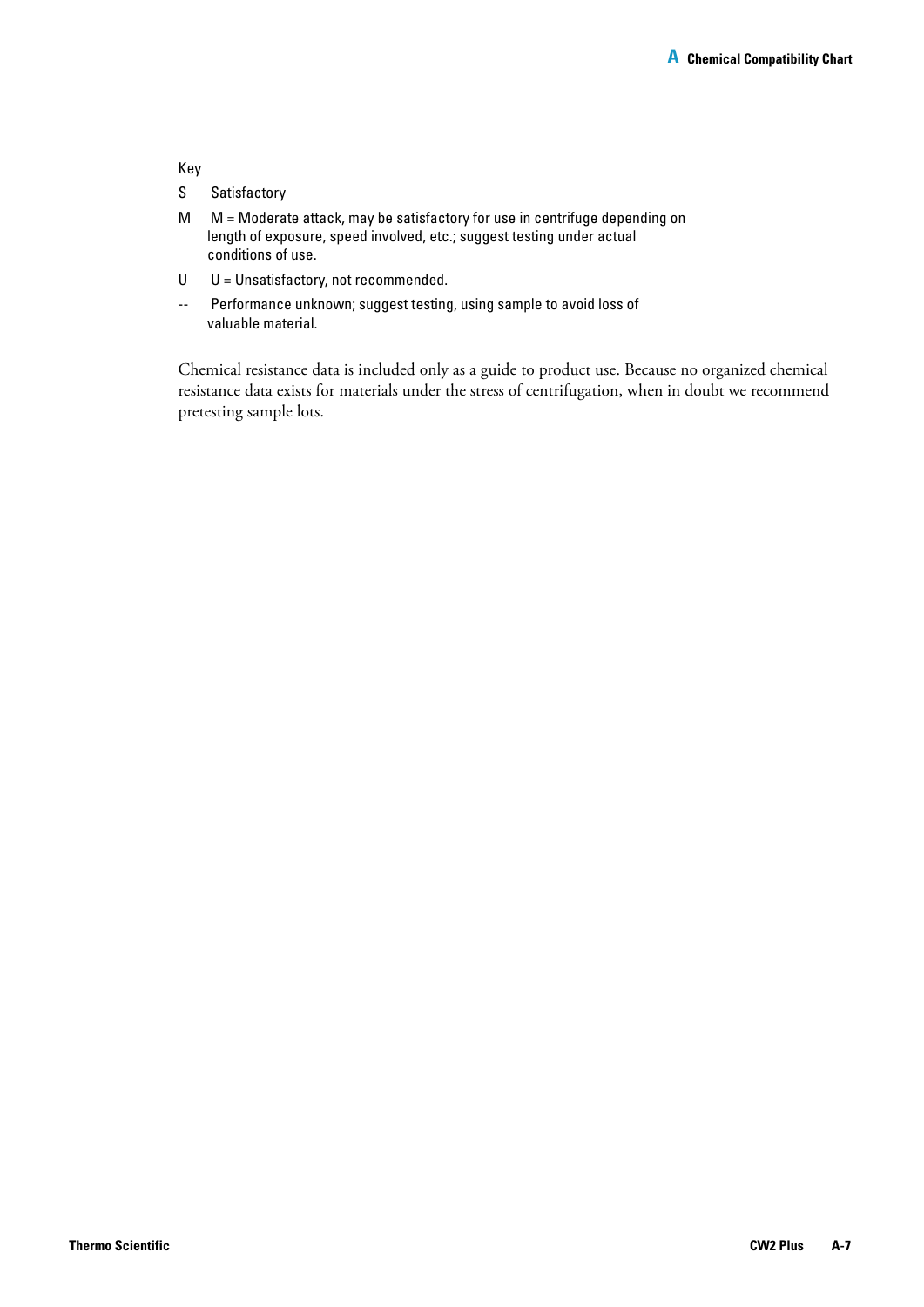Key

- S Satisfactory
- M M = Moderate attack, may be satisfactory for use in centrifuge depending on length of exposure, speed involved, etc.; suggest testing under actual conditions of use.
- U U = Unsatisfactory, not recommended.
- -- Performance unknown; suggest testing, using sample to avoid loss of valuable material.

Chemical resistance data is included only as a guide to product use. Because no organized chemical resistance data exists for materials under the stress of centrifugation, when in doubt we recommend pretesting sample lots.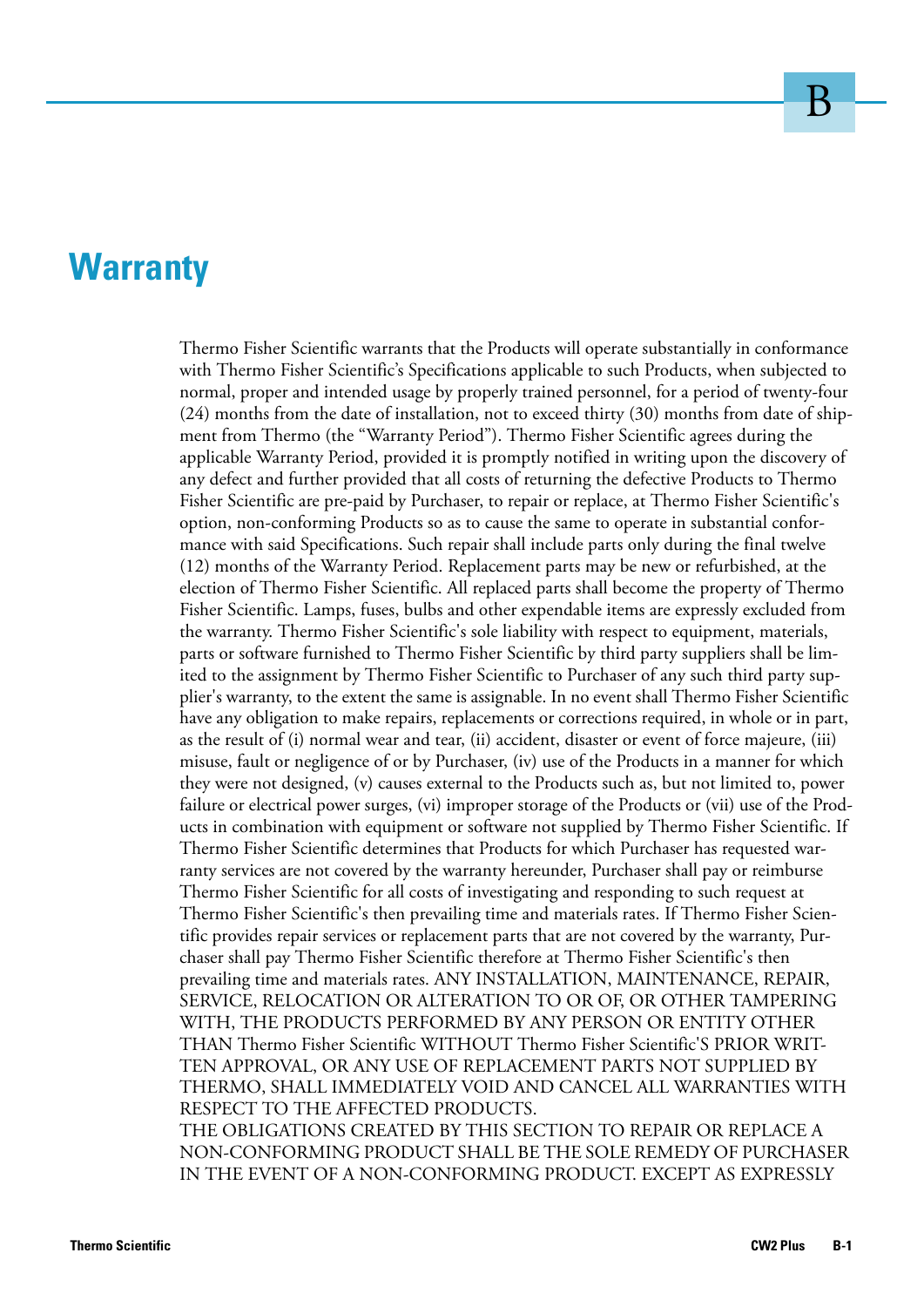# Warranty

Thermo Fisher Scientific warrants that the Products will operate substantially in conformance with Thermo Fisher Scientific's Specifications applicable to such Products, when subjected to normal, proper and intended usage by properly trained personnel, for a period of twenty-four (24) months from the date of installation, not to exceed thirty (30) months from date of shipment from Thermo (the "Warranty Period"). Thermo Fisher Scientific agrees during the applicable Warranty Period, provided it is promptly notified in writing upon the discovery of any defect and further provided that all costs of returning the defective Products to Thermo Fisher Scientific are pre-paid by Purchaser, to repair or replace, at Thermo Fisher Scientific's option, non-conforming Products so as to cause the same to operate in substantial conformance with said Specifications. Such repair shall include parts only during the final twelve (12) months of the Warranty Period. Replacement parts may be new or refurbished, at the election of Thermo Fisher Scientific. All replaced parts shall become the property of Thermo Fisher Scientific. Lamps, fuses, bulbs and other expendable items are expressly excluded from the warranty. Thermo Fisher Scientific's sole liability with respect to equipment, materials, parts or software furnished to Thermo Fisher Scientific by third party suppliers shall be limited to the assignment by Thermo Fisher Scientific to Purchaser of any such third party supplier's warranty, to the extent the same is assignable. In no event shall Thermo Fisher Scientific have any obligation to make repairs, replacements or corrections required, in whole or in part, as the result of (i) normal wear and tear, (ii) accident, disaster or event of force majeure, (iii) misuse, fault or negligence of or by Purchaser, (iv) use of the Products in a manner for which they were not designed, (v) causes external to the Products such as, but not limited to, power failure or electrical power surges, (vi) improper storage of the Products or (vii) use of the Products in combination with equipment or software not supplied by Thermo Fisher Scientific. If Thermo Fisher Scientific determines that Products for which Purchaser has requested warranty services are not covered by the warranty hereunder, Purchaser shall pay or reimburse Thermo Fisher Scientific for all costs of investigating and responding to such request at Thermo Fisher Scientific's then prevailing time and materials rates. If Thermo Fisher Scientific provides repair services or replacement parts that are not covered by the warranty, Purchaser shall pay Thermo Fisher Scientific therefore at Thermo Fisher Scientific's then prevailing time and materials rates. ANY INSTALLATION, MAINTENANCE, REPAIR, SERVICE, RELOCATION OR ALTERATION TO OR OF, OR OTHER TAMPERING WITH, THE PRODUCTS PERFORMED BY ANY PERSON OR ENTITY OTHER THAN Thermo Fisher Scientific WITHOUT Thermo Fisher Scientific'S PRIOR WRITTEN APPROVAL, OR ANY USE OF REPLACEMENT PARTS NOT SUPPLIED BY THERMO, SHALL IMMEDIATELY VOID AND CANCEL ALL WARRANTIES WITH RESPECT TO THE AFFECTED PRODUCTS.

THE OBLIGATIONS CREATED BY THIS SECTION TO REPAIR OR REPLACE A NON-CONFORMING PRODUCT SHALL BE THE SOLE REMEDY OF PURCHASER IN THE EVENT OF A NON-CONFORMING PRODUCT. EXCEPT AS EXPRESSLY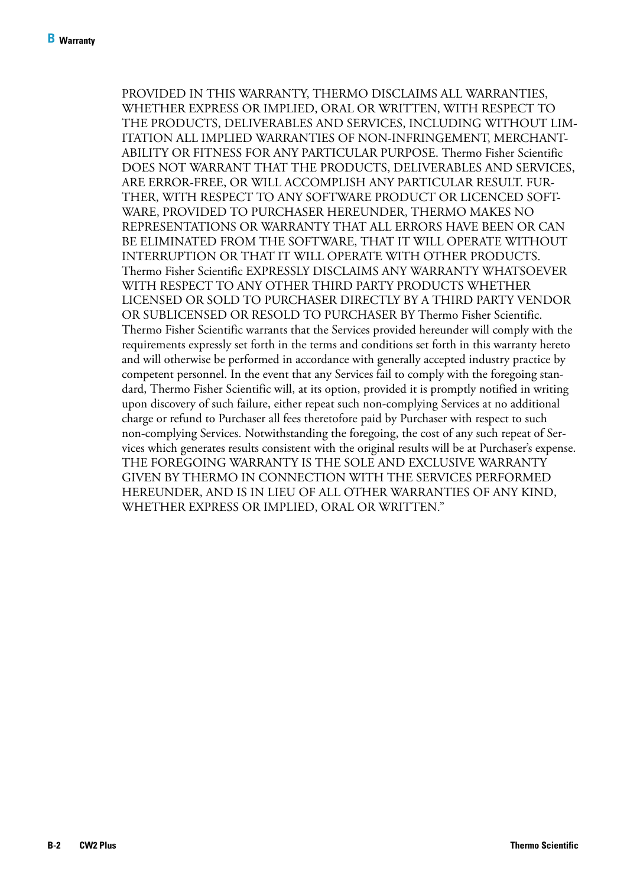PROVIDED IN THIS WARRANTY, THERMO DISCLAIMS ALL WARRANTIES, WHETHER EXPRESS OR IMPLIED, ORAL OR WRITTEN, WITH RESPECT TO THE PRODUCTS, DELIVERABLES AND SERVICES, INCLUDING WITHOUT LIMITATION ALL IMPLIED WARRANTIES OF NON-INFRINGEMENT, MERCHANTABILITY OR FITNESS FOR ANY PARTICULAR PURPOSE. Thermo Fisher Scientific DOES NOT WARRANT THAT THE PRODUCTS, DELIVERABLES AND SERVICES, ARE ERROR-FREE, OR WILL ACCOMPLISH ANY PARTICULAR RESULT. FURTHER, WITH RESPECT TO ANY SOFTWARE PRODUCT OR LICENCED SOFTWARE, PROVIDED TO PURCHASER HEREUNDER, THERMO MAKES NO REPRESENTATIONS OR WARRANTY THAT ALL ERRORS HAVE BEEN OR CAN BE ELIMINATED FROM THE SOFTWARE, THAT IT WILL OPERATE WITHOUT INTERRUPTION OR THAT IT WILL OPERATE WITH OTHER PRODUCTS. Thermo Fisher Scientific EXPRESSLY DISCLAIMS ANY WARRANTY WHATSOEVER WITH RESPECT TO ANY OTHER THIRD PARTY PRODUCTS WHETHER LICENSED OR SOLD TO PURCHASER DIRECTLY BY A THIRD PARTY VENDOR OR SUBLICENSED OR RESOLD TO PURCHASER BY Thermo Fisher Scientific. Thermo Fisher Scientific warrants that the Services provided hereunder will comply with the requirements expressly set forth in the terms and conditions set forth in this warranty hereto and will otherwise be performed in accordance with generally accepted industry practice by competent personnel. In the event that any Services fail to comply with the foregoing standard, Thermo Fisher Scientific will, at its option, provided it is promptly notified in writing upon discovery of such failure, either repeat such non-complying Services at no additional charge or refund to Purchaser all fees theretofore paid by Purchaser with respect to such non-complying Services. Notwithstanding the foregoing, the cost of any such repeat of Services which generates results consistent with the original results will be at Purchaser's expense. THE FOREGOING WARRANTY IS THE SOLE AND EXCLUSIVE WARRANTY GIVEN BY THERMO IN CONNECTION WITH THE SERVICES PERFORMED HEREUNDER, AND IS IN LIEU OF ALL OTHER WARRANTIES OF ANY KIND, WHETHER EXPRESS OR IMPLIED, ORAL OR WRITTEN."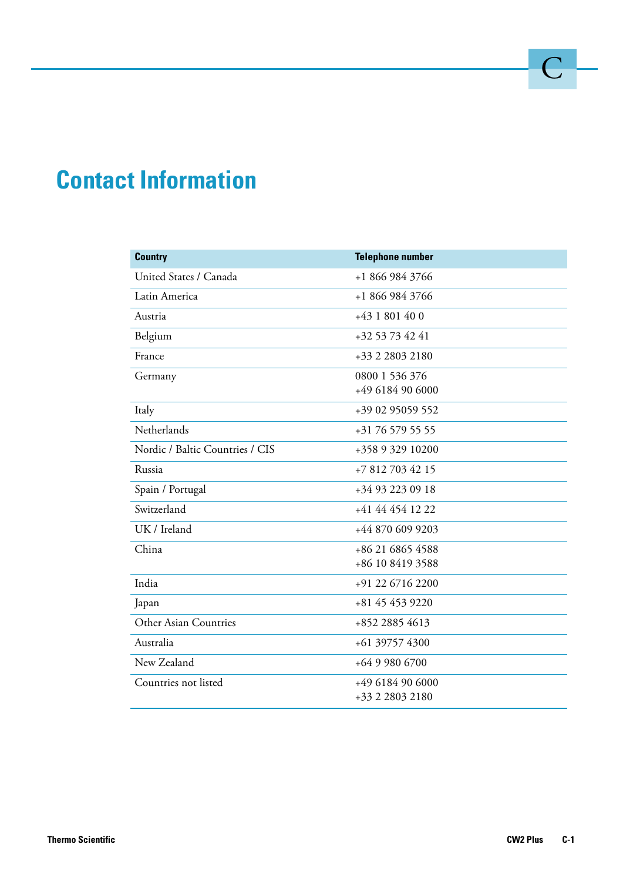# Contact Information

| Country | Telephone number |
|---|---|
| United States / Canada | +1 866 984 3766 |
| Latin America | +1 866 984 3766 |
| Austria | +43 1 801 40 0 |
| Belgium | +32 53 73 42 41 |
| France | +33 2 2803 2180 |
| Germany | 0800 1 536 376<br>+49 6184 90 6000 |
| Italy | +39 02 95059 552 |
| Netherlands | +31 76 579 55 55 |
| Nordic / Baltic Countries / CIS | +358 9 329 10200 |
| Russia | +7 812 703 42 15 |
| Spain / Portugal | +34 93 223 09 18 |
| Switzerland | +41 44 454 12 22 |
| UK / Ireland | +44 870 609 9203 |
| China | +86 21 6865 4588<br>+86 10 8419 3588 |
| India | +91 22 6716 2200 |
| Japan | +81 45 453 9220 |
| Other Asian Countries | +852 2885 4613 |
| Australia | +61 39757 4300 |
| New Zealand | +64 9 980 6700 |
| Countries not listed | +49 6184 90 6000<br>+33 2 2803 2180 |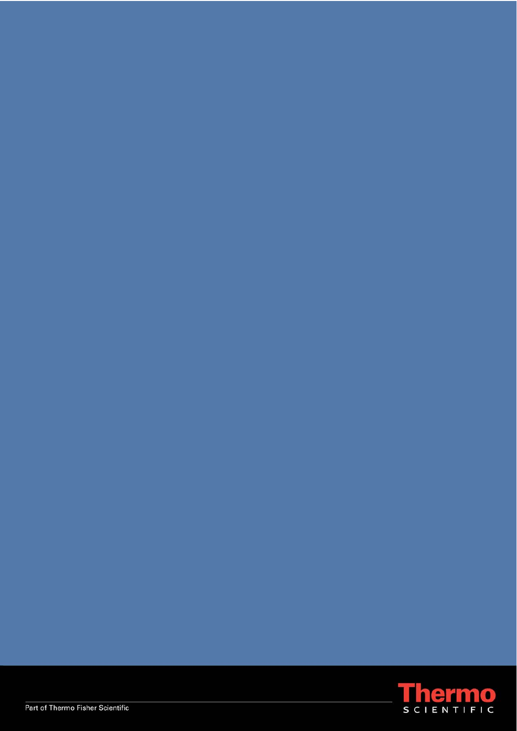Part of Thermo Fisher Scientific

**Thermo**
SCIENTIFIC